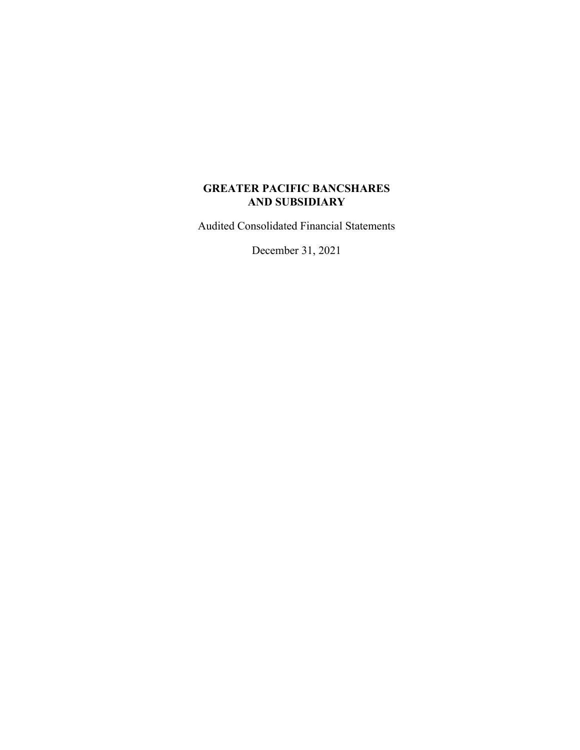# GREATER PACIFIC BANCSHARES AND SUBSIDIARY

Audited Consolidated Financial Statements

December 31, 2021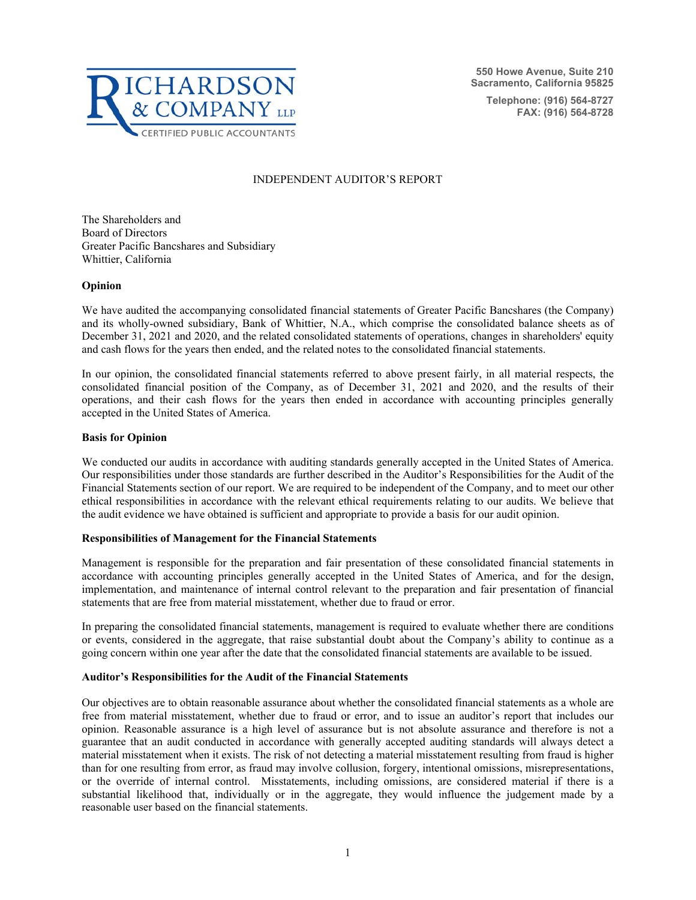RICHARDSON & COMPANY LLP
CERTIFIED PUBLIC ACCOUNTANTS

550 Howe Avenue, Suite 210
Sacramento, California 95825

Telephone: (916) 564-8727
FAX: (916) 564-8728

# INDEPENDENT AUDITOR'S REPORT

The Shareholders and
Board of Directors
Greater Pacific Bancshares and Subsidiary
Whittier, California

**Opinion**

We have audited the accompanying consolidated financial statements of Greater Pacific Bancshares (the Company) and its wholly-owned subsidiary, Bank of Whittier, N.A., which comprise the consolidated balance sheets as of December 31, 2021 and 2020, and the related consolidated statements of operations, changes in shareholders' equity and cash flows for the years then ended, and the related notes to the consolidated financial statements.

In our opinion, the consolidated financial statements referred to above present fairly, in all material respects, the consolidated financial position of the Company, as of December 31, 2021 and 2020, and the results of their operations, and their cash flows for the years then ended in accordance with accounting principles generally accepted in the United States of America.

**Basis for Opinion**

We conducted our audits in accordance with auditing standards generally accepted in the United States of America. Our responsibilities under those standards are further described in the Auditor's Responsibilities for the Audit of the Financial Statements section of our report. We are required to be independent of the Company, and to meet our other ethical responsibilities in accordance with the relevant ethical requirements relating to our audits. We believe that the audit evidence we have obtained is sufficient and appropriate to provide a basis for our audit opinion.

**Responsibilities of Management for the Financial Statements**

Management is responsible for the preparation and fair presentation of these consolidated financial statements in accordance with accounting principles generally accepted in the United States of America, and for the design, implementation, and maintenance of internal control relevant to the preparation and fair presentation of financial statements that are free from material misstatement, whether due to fraud or error.

In preparing the consolidated financial statements, management is required to evaluate whether there are conditions or events, considered in the aggregate, that raise substantial doubt about the Company's ability to continue as a going concern within one year after the date that the consolidated financial statements are available to be issued.

**Auditor's Responsibilities for the Audit of the Financial Statements**

Our objectives are to obtain reasonable assurance about whether the consolidated financial statements as a whole are free from material misstatement, whether due to fraud or error, and to issue an auditor's report that includes our opinion. Reasonable assurance is a high level of assurance but is not absolute assurance and therefore is not a guarantee that an audit conducted in accordance with generally accepted auditing standards will always detect a material misstatement when it exists. The risk of not detecting a material misstatement resulting from fraud is higher than for one resulting from error, as fraud may involve collusion, forgery, intentional omissions, misrepresentations, or the override of internal control. Misstatements, including omissions, are considered material if there is a substantial likelihood that, individually or in the aggregate, they would influence the judgement made by a reasonable user based on the financial statements.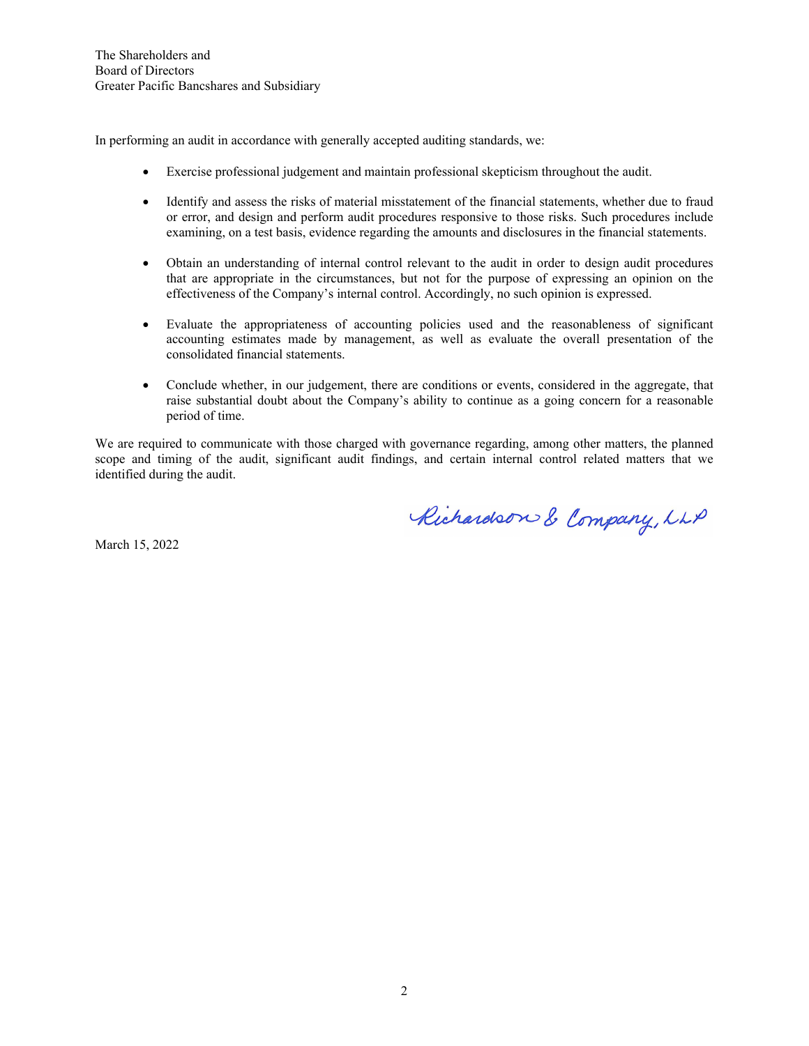The Shareholders and
Board of Directors
Greater Pacific Bancshares and Subsidiary

In performing an audit in accordance with generally accepted auditing standards, we:

- Exercise professional judgement and maintain professional skepticism throughout the audit.
- Identify and assess the risks of material misstatement of the financial statements, whether due to fraud or error, and design and perform audit procedures responsive to those risks. Such procedures include examining, on a test basis, evidence regarding the amounts and disclosures in the financial statements.
- Obtain an understanding of internal control relevant to the audit in order to design audit procedures that are appropriate in the circumstances, but not for the purpose of expressing an opinion on the effectiveness of the Company's internal control. Accordingly, no such opinion is expressed.
- Evaluate the appropriateness of accounting policies used and the reasonableness of significant accounting estimates made by management, as well as evaluate the overall presentation of the consolidated financial statements.
- Conclude whether, in our judgement, there are conditions or events, considered in the aggregate, that raise substantial doubt about the Company's ability to continue as a going concern for a reasonable period of time.

We are required to communicate with those charged with governance regarding, among other matters, the planned scope and timing of the audit, significant audit findings, and certain internal control related matters that we identified during the audit.

Richardson & Company, LLP

March 15, 2022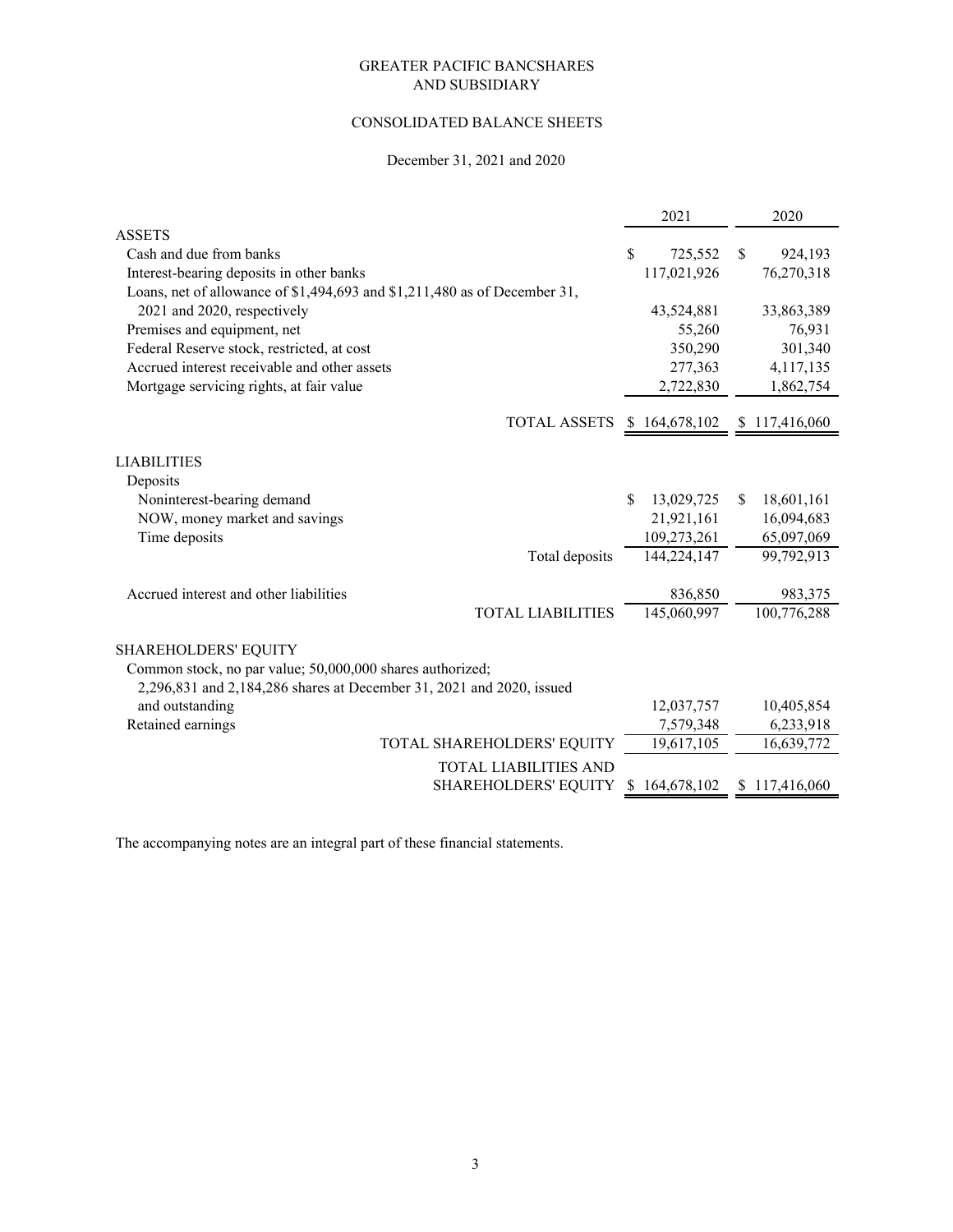GREATER PACIFIC BANCSHARES
AND SUBSIDIARY

CONSOLIDATED BALANCE SHEETS

December 31, 2021 and 2020

| | 2021 | 2020 |
|---|---|---|
| ASSETS | | |
| Cash and due from banks | $ 725,552 | $ 924,193 |
| Interest-bearing deposits in other banks | 117,021,926 | 76,270,318 |
| Loans, net of allowance of $1,494,693 and $1,211,480 as of December 31, 2021 and 2020, respectively | 43,524,881 | 33,863,389 |
| Premises and equipment, net | 55,260 | 76,931 |
| Federal Reserve stock, restricted, at cost | 350,290 | 301,340 |
| Accrued interest receivable and other assets | 277,363 | 4,117,135 |
| Mortgage servicing rights, at fair value | 2,722,830 | 1,862,754 |
| TOTAL ASSETS | $ 164,678,102 | $ 117,416,060 |
| LIABILITIES | | |
| Deposits | | |
| Noninterest-bearing demand | $ 13,029,725 | $ 18,601,161 |
| NOW, money market and savings | 21,921,161 | 16,094,683 |
| Time deposits | 109,273,261 | 65,097,069 |
| Total deposits | 144,224,147 | 99,792,913 |
| Accrued interest and other liabilities | 836,850 | 983,375 |
| TOTAL LIABILITIES | 145,060,997 | 100,776,288 |
| SHAREHOLDERS' EQUITY | | |
| Common stock, no par value; 50,000,000 shares authorized; 2,296,831 and 2,184,286 shares at December 31, 2021 and 2020, issued and outstanding | 12,037,757 | 10,405,854 |
| Retained earnings | 7,579,348 | 6,233,918 |
| TOTAL SHAREHOLDERS' EQUITY | 19,617,105 | 16,639,772 |
| TOTAL LIABILITIES AND SHAREHOLDERS' EQUITY | $ 164,678,102 | $ 117,416,060 |

The accompanying notes are an integral part of these financial statements.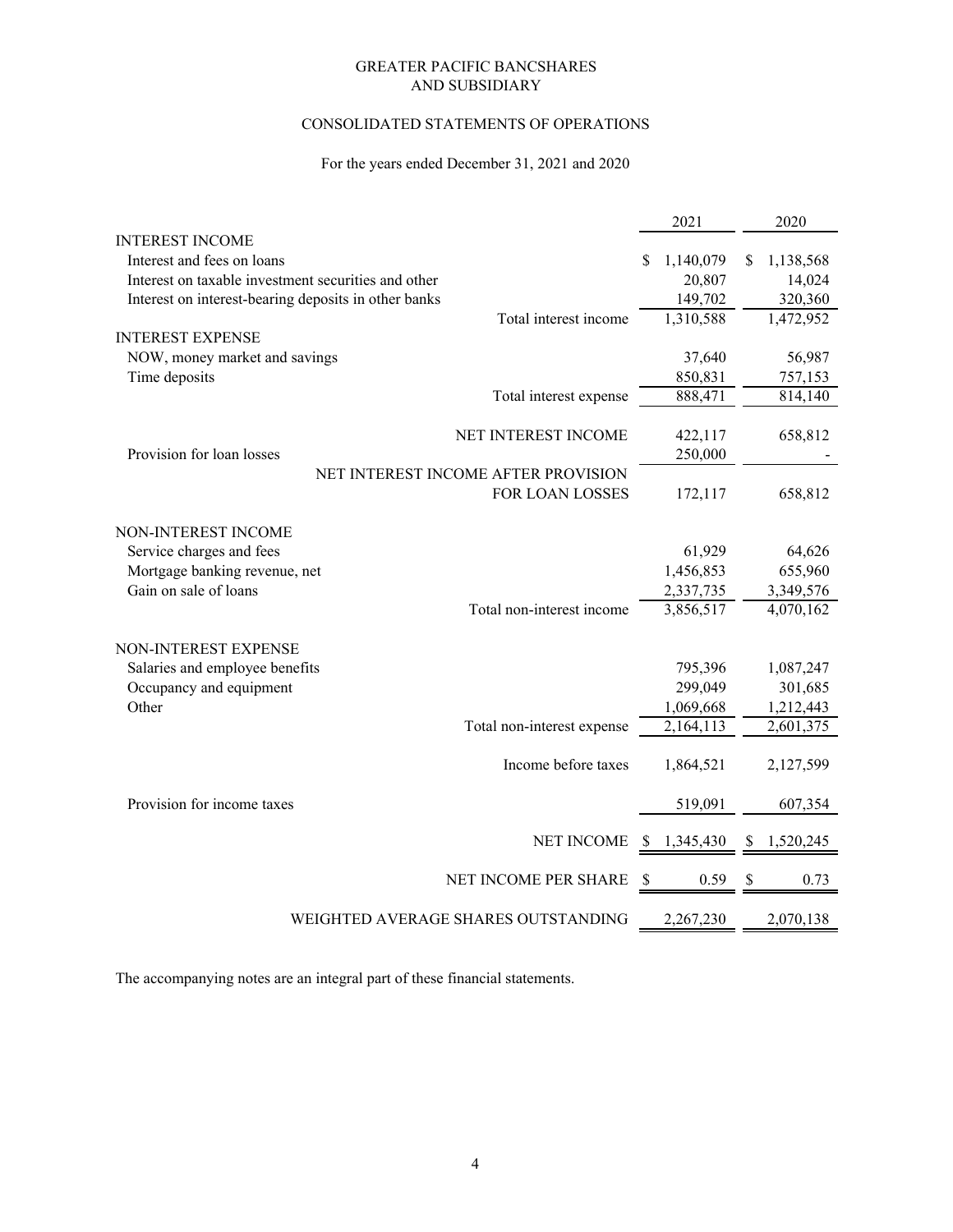GREATER PACIFIC BANCSHARES
AND SUBSIDIARY

CONSOLIDATED STATEMENTS OF OPERATIONS

For the years ended December 31, 2021 and 2020

| | 2021 | 2020 |
|---|---|---|
| **INTEREST INCOME** | | |
| Interest and fees on loans | $ 1,140,079 | $ 1,138,568 |
| Interest on taxable investment securities and other | 20,807 | 14,024 |
| Interest on interest-bearing deposits in other banks | 149,702 | 320,360 |
| Total interest income | 1,310,588 | 1,472,952 |
| **INTEREST EXPENSE** | | |
| NOW, money market and savings | 37,640 | 56,987 |
| Time deposits | 850,831 | 757,153 |
| Total interest expense | 888,471 | 814,140 |
| NET INTEREST INCOME | 422,117 | 658,812 |
| Provision for loan losses | 250,000 | - |
| NET INTEREST INCOME AFTER PROVISION FOR LOAN LOSSES | 172,117 | 658,812 |
| **NON-INTEREST INCOME** | | |
| Service charges and fees | 61,929 | 64,626 |
| Mortgage banking revenue, net | 1,456,853 | 655,960 |
| Gain on sale of loans | 2,337,735 | 3,349,576 |
| Total non-interest income | 3,856,517 | 4,070,162 |
| **NON-INTEREST EXPENSE** | | |
| Salaries and employee benefits | 795,396 | 1,087,247 |
| Occupancy and equipment | 299,049 | 301,685 |
| Other | 1,069,668 | 1,212,443 |
| Total non-interest expense | 2,164,113 | 2,601,375 |
| Income before taxes | 1,864,521 | 2,127,599 |
| Provision for income taxes | 519,091 | 607,354 |
| NET INCOME | $ 1,345,430 | $ 1,520,245 |
| NET INCOME PER SHARE | $ 0.59 | $ 0.73 |
| WEIGHTED AVERAGE SHARES OUTSTANDING | 2,267,230 | 2,070,138 |

The accompanying notes are an integral part of these financial statements.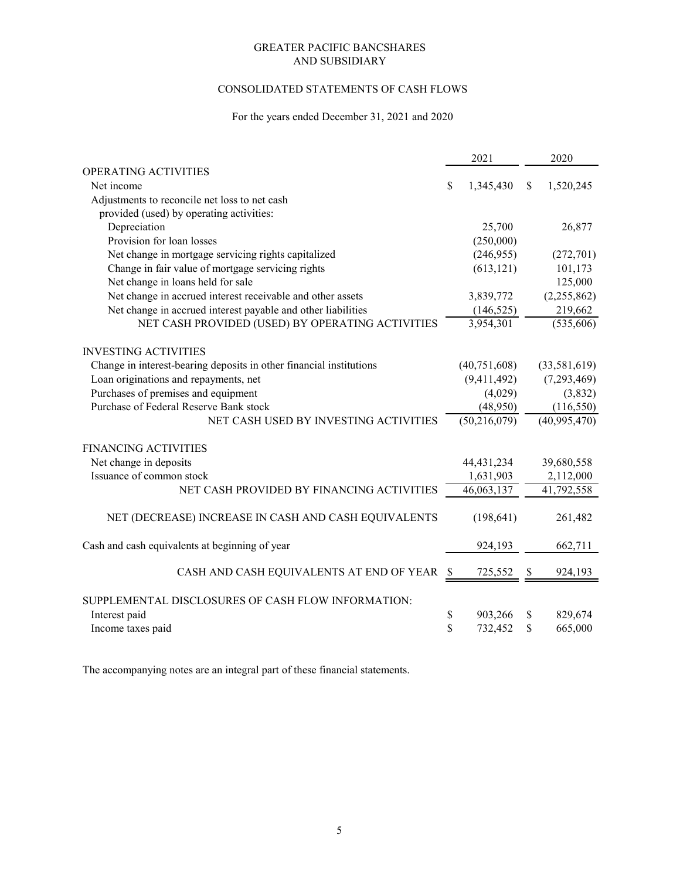# GREATER PACIFIC BANCSHARES AND SUBSIDIARY

## CONSOLIDATED STATEMENTS OF CASH FLOWS

For the years ended December 31, 2021 and 2020

| | 2021 | 2020 |
|---|---|---|
| OPERATING ACTIVITIES | | |
| Net income | $ 1,345,430 | $ 1,520,245 |
| Adjustments to reconcile net loss to net cash provided (used) by operating activities: | | |
| Depreciation | 25,700 | 26,877 |
| Provision for loan losses | (250,000) | |
| Net change in mortgage servicing rights capitalized | (246,955) | (272,701) |
| Change in fair value of mortgage servicing rights | (613,121) | 101,173 |
| Net change in loans held for sale | | 125,000 |
| Net change in accrued interest receivable and other assets | 3,839,772 | (2,255,862) |
| Net change in accrued interest payable and other liabilities | (146,525) | 219,662 |
| NET CASH PROVIDED (USED) BY OPERATING ACTIVITIES | 3,954,301 | (535,606) |
| INVESTING ACTIVITIES | | |
| Change in interest-bearing deposits in other financial institutions | (40,751,608) | (33,581,619) |
| Loan originations and repayments, net | (9,411,492) | (7,293,469) |
| Purchases of premises and equipment | (4,029) | (3,832) |
| Purchase of Federal Reserve Bank stock | (48,950) | (116,550) |
| NET CASH USED BY INVESTING ACTIVITIES | (50,216,079) | (40,995,470) |
| FINANCING ACTIVITIES | | |
| Net change in deposits | 44,431,234 | 39,680,558 |
| Issuance of common stock | 1,631,903 | 2,112,000 |
| NET CASH PROVIDED BY FINANCING ACTIVITIES | 46,063,137 | 41,792,558 |
| NET (DECREASE) INCREASE IN CASH AND CASH EQUIVALENTS | (198,641) | 261,482 |
| Cash and cash equivalents at beginning of year | 924,193 | 662,711 |
| CASH AND CASH EQUIVALENTS AT END OF YEAR | $ 725,552 | $ 924,193 |
| SUPPLEMENTAL DISCLOSURES OF CASH FLOW INFORMATION: | | |
| Interest paid | $ 903,266 | $ 829,674 |
| Income taxes paid | $ 732,452 | $ 665,000 |

The accompanying notes are an integral part of these financial statements.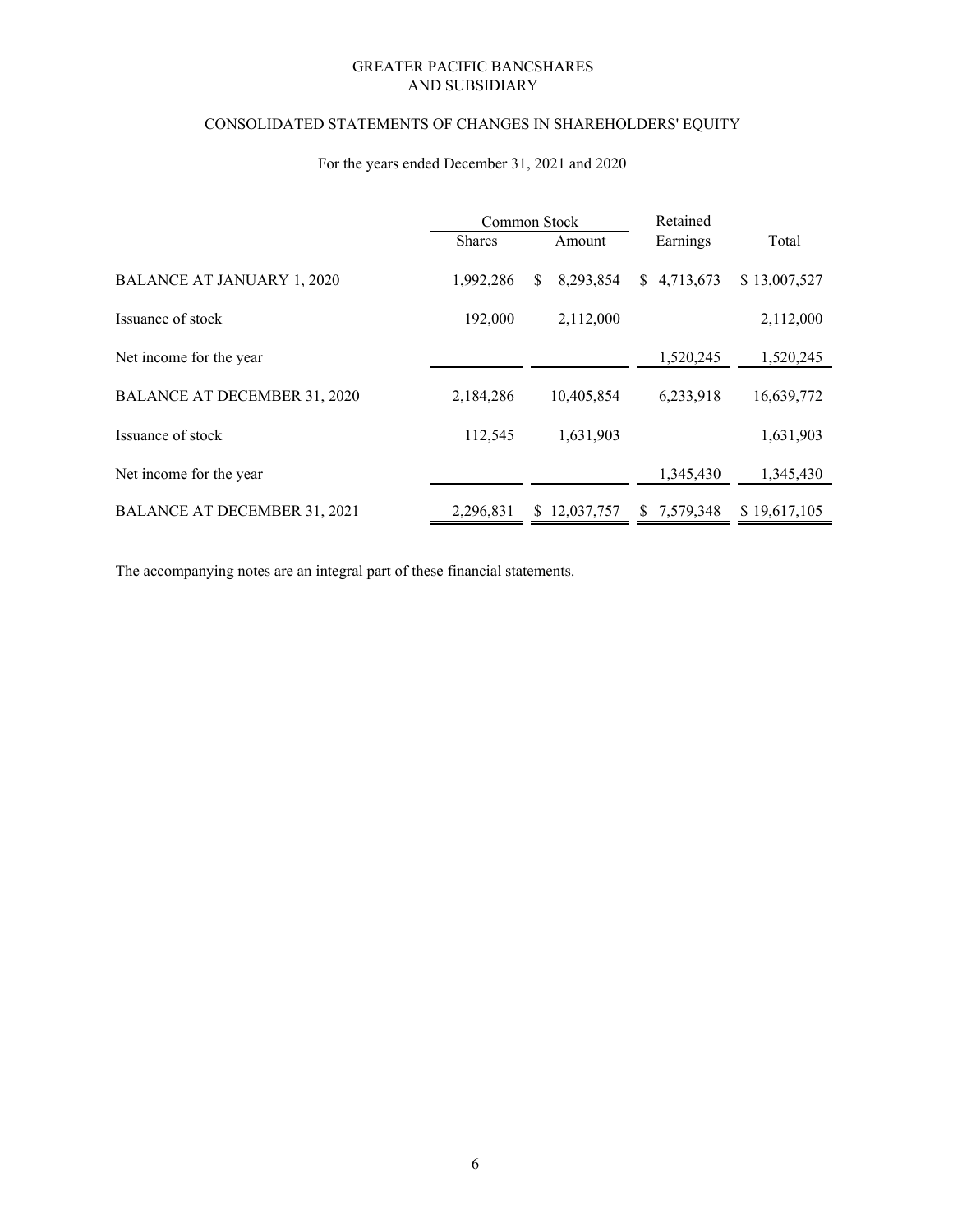# GREATER PACIFIC BANCSHARES AND SUBSIDIARY

## CONSOLIDATED STATEMENTS OF CHANGES IN SHAREHOLDERS' EQUITY

For the years ended December 31, 2021 and 2020

| | Common Stock | | Retained | |
|---|---|---|---|---|
| | Shares | Amount | Earnings | Total |
| BALANCE AT JANUARY 1, 2020 | 1,992,286 | $ 8,293,854 | $ 4,713,673 | $ 13,007,527 |
| Issuance of stock | 192,000 | 2,112,000 | | 2,112,000 |
| Net income for the year | | | 1,520,245 | 1,520,245 |
| BALANCE AT DECEMBER 31, 2020 | 2,184,286 | 10,405,854 | 6,233,918 | 16,639,772 |
| Issuance of stock | 112,545 | 1,631,903 | | 1,631,903 |
| Net income for the year | | | 1,345,430 | 1,345,430 |
| BALANCE AT DECEMBER 31, 2021 | 2,296,831 | $ 12,037,757 | $ 7,579,348 | $ 19,617,105 |

The accompanying notes are an integral part of these financial statements.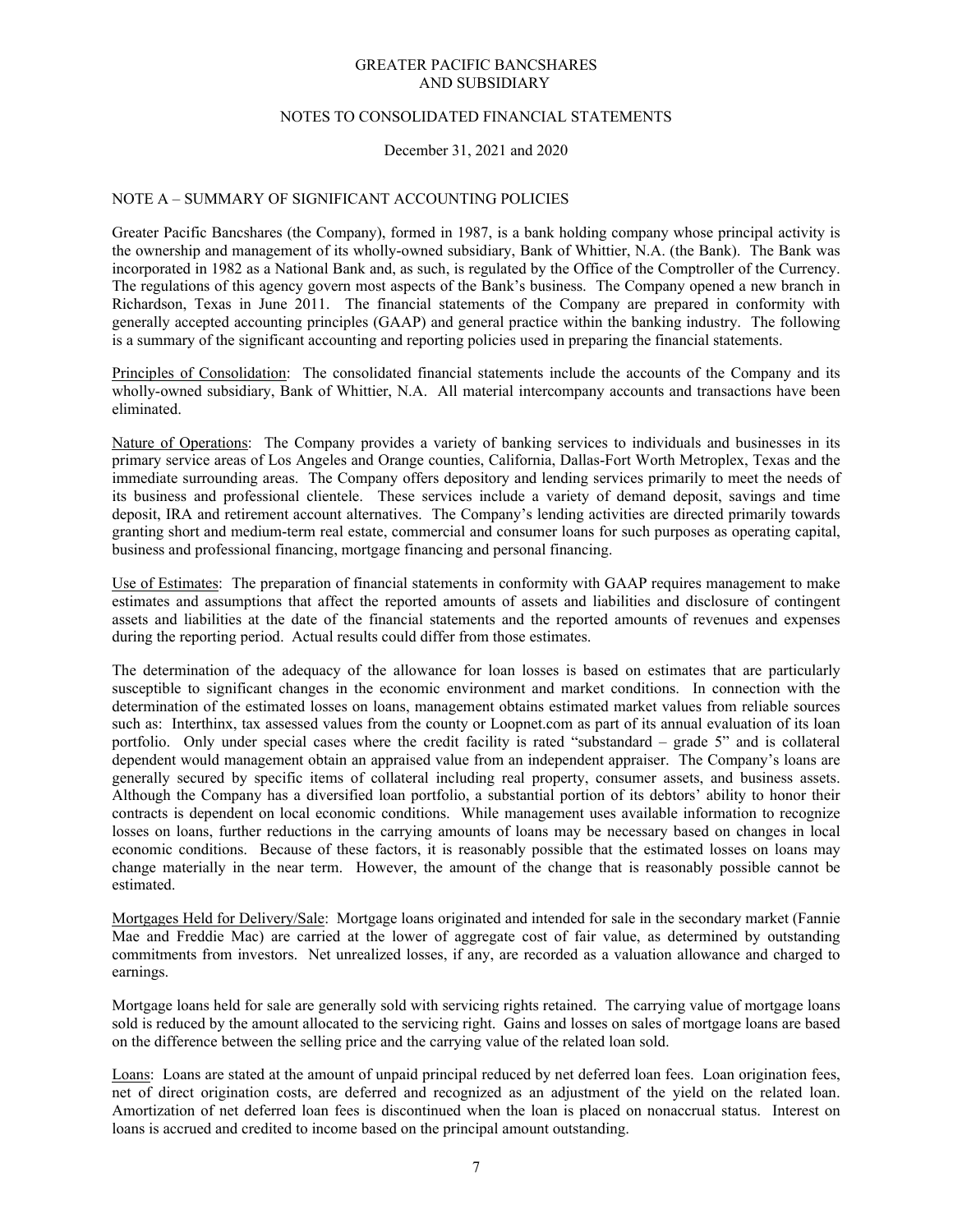GREATER PACIFIC BANCSHARES
AND SUBSIDIARY

NOTES TO CONSOLIDATED FINANCIAL STATEMENTS

December 31, 2021 and 2020

## NOTE A – SUMMARY OF SIGNIFICANT ACCOUNTING POLICIES

Greater Pacific Bancshares (the Company), formed in 1987, is a bank holding company whose principal activity is the ownership and management of its wholly-owned subsidiary, Bank of Whittier, N.A. (the Bank). The Bank was incorporated in 1982 as a National Bank and, as such, is regulated by the Office of the Comptroller of the Currency. The regulations of this agency govern most aspects of the Bank's business. The Company opened a new branch in Richardson, Texas in June 2011. The financial statements of the Company are prepared in conformity with generally accepted accounting principles (GAAP) and general practice within the banking industry. The following is a summary of the significant accounting and reporting policies used in preparing the financial statements.

Principles of Consolidation: The consolidated financial statements include the accounts of the Company and its wholly-owned subsidiary, Bank of Whittier, N.A. All material intercompany accounts and transactions have been eliminated.

Nature of Operations: The Company provides a variety of banking services to individuals and businesses in its primary service areas of Los Angeles and Orange counties, California, Dallas-Fort Worth Metroplex, Texas and the immediate surrounding areas. The Company offers depository and lending services primarily to meet the needs of its business and professional clientele. These services include a variety of demand deposit, savings and time deposit, IRA and retirement account alternatives. The Company's lending activities are directed primarily towards granting short and medium-term real estate, commercial and consumer loans for such purposes as operating capital, business and professional financing, mortgage financing and personal financing.

Use of Estimates: The preparation of financial statements in conformity with GAAP requires management to make estimates and assumptions that affect the reported amounts of assets and liabilities and disclosure of contingent assets and liabilities at the date of the financial statements and the reported amounts of revenues and expenses during the reporting period. Actual results could differ from those estimates.

The determination of the adequacy of the allowance for loan losses is based on estimates that are particularly susceptible to significant changes in the economic environment and market conditions. In connection with the determination of the estimated losses on loans, management obtains estimated market values from reliable sources such as: Interthinx, tax assessed values from the county or Loopnet.com as part of its annual evaluation of its loan portfolio. Only under special cases where the credit facility is rated "substandard – grade 5" and is collateral dependent would management obtain an appraised value from an independent appraiser. The Company's loans are generally secured by specific items of collateral including real property, consumer assets, and business assets. Although the Company has a diversified loan portfolio, a substantial portion of its debtors' ability to honor their contracts is dependent on local economic conditions. While management uses available information to recognize losses on loans, further reductions in the carrying amounts of loans may be necessary based on changes in local economic conditions. Because of these factors, it is reasonably possible that the estimated losses on loans may change materially in the near term. However, the amount of the change that is reasonably possible cannot be estimated.

Mortgages Held for Delivery/Sale: Mortgage loans originated and intended for sale in the secondary market (Fannie Mae and Freddie Mac) are carried at the lower of aggregate cost of fair value, as determined by outstanding commitments from investors. Net unrealized losses, if any, are recorded as a valuation allowance and charged to earnings.

Mortgage loans held for sale are generally sold with servicing rights retained. The carrying value of mortgage loans sold is reduced by the amount allocated to the servicing right. Gains and losses on sales of mortgage loans are based on the difference between the selling price and the carrying value of the related loan sold.

Loans: Loans are stated at the amount of unpaid principal reduced by net deferred loan fees. Loan origination fees, net of direct origination costs, are deferred and recognized as an adjustment of the yield on the related loan. Amortization of net deferred loan fees is discontinued when the loan is placed on nonaccrual status. Interest on loans is accrued and credited to income based on the principal amount outstanding.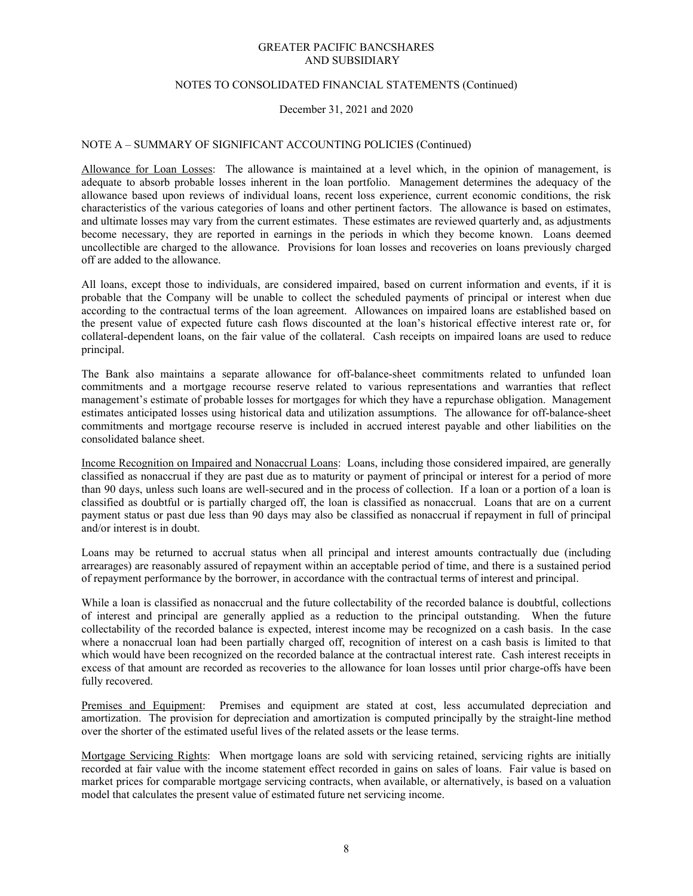NOTE A – SUMMARY OF SIGNIFICANT ACCOUNTING POLICIES (Continued)

Allowance for Loan Losses: The allowance is maintained at a level which, in the opinion of management, is adequate to absorb probable losses inherent in the loan portfolio. Management determines the adequacy of the allowance based upon reviews of individual loans, recent loss experience, current economic conditions, the risk characteristics of the various categories of loans and other pertinent factors. The allowance is based on estimates, and ultimate losses may vary from the current estimates. These estimates are reviewed quarterly and, as adjustments become necessary, they are reported in earnings in the periods in which they become known. Loans deemed uncollectible are charged to the allowance. Provisions for loan losses and recoveries on loans previously charged off are added to the allowance.

All loans, except those to individuals, are considered impaired, based on current information and events, if it is probable that the Company will be unable to collect the scheduled payments of principal or interest when due according to the contractual terms of the loan agreement. Allowances on impaired loans are established based on the present value of expected future cash flows discounted at the loan's historical effective interest rate or, for collateral-dependent loans, on the fair value of the collateral. Cash receipts on impaired loans are used to reduce principal.

The Bank also maintains a separate allowance for off-balance-sheet commitments related to unfunded loan commitments and a mortgage recourse reserve related to various representations and warranties that reflect management's estimate of probable losses for mortgages for which they have a repurchase obligation. Management estimates anticipated losses using historical data and utilization assumptions. The allowance for off-balance-sheet commitments and mortgage recourse reserve is included in accrued interest payable and other liabilities on the consolidated balance sheet.

Income Recognition on Impaired and Nonaccrual Loans: Loans, including those considered impaired, are generally classified as nonaccrual if they are past due as to maturity or payment of principal or interest for a period of more than 90 days, unless such loans are well-secured and in the process of collection. If a loan or a portion of a loan is classified as doubtful or is partially charged off, the loan is classified as nonaccrual. Loans that are on a current payment status or past due less than 90 days may also be classified as nonaccrual if repayment in full of principal and/or interest is in doubt.

Loans may be returned to accrual status when all principal and interest amounts contractually due (including arrearages) are reasonably assured of repayment within an acceptable period of time, and there is a sustained period of repayment performance by the borrower, in accordance with the contractual terms of interest and principal.

While a loan is classified as nonaccrual and the future collectability of the recorded balance is doubtful, collections of interest and principal are generally applied as a reduction to the principal outstanding. When the future collectability of the recorded balance is expected, interest income may be recognized on a cash basis. In the case where a nonaccrual loan had been partially charged off, recognition of interest on a cash basis is limited to that which would have been recognized on the recorded balance at the contractual interest rate. Cash interest receipts in excess of that amount are recorded as recoveries to the allowance for loan losses until prior charge-offs have been fully recovered.

Premises and Equipment: Premises and equipment are stated at cost, less accumulated depreciation and amortization. The provision for depreciation and amortization is computed principally by the straight-line method over the shorter of the estimated useful lives of the related assets or the lease terms.

Mortgage Servicing Rights: When mortgage loans are sold with servicing retained, servicing rights are initially recorded at fair value with the income statement effect recorded in gains on sales of loans. Fair value is based on market prices for comparable mortgage servicing contracts, when available, or alternatively, is based on a valuation model that calculates the present value of estimated future net servicing income.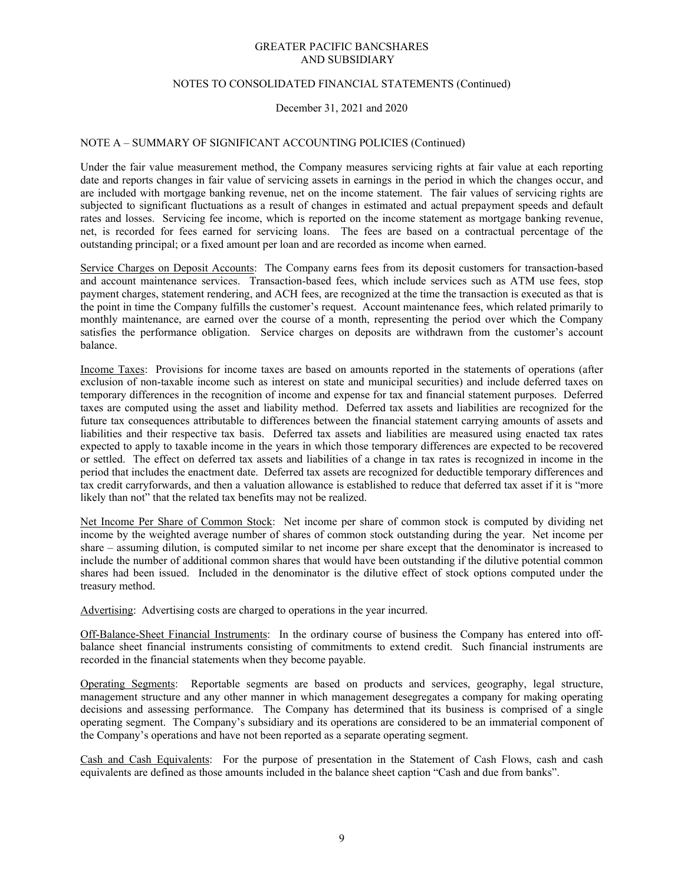NOTE A – SUMMARY OF SIGNIFICANT ACCOUNTING POLICIES (Continued)

Under the fair value measurement method, the Company measures servicing rights at fair value at each reporting date and reports changes in fair value of servicing assets in earnings in the period in which the changes occur, and are included with mortgage banking revenue, net on the income statement. The fair values of servicing rights are subjected to significant fluctuations as a result of changes in estimated and actual prepayment speeds and default rates and losses. Servicing fee income, which is reported on the income statement as mortgage banking revenue, net, is recorded for fees earned for servicing loans. The fees are based on a contractual percentage of the outstanding principal; or a fixed amount per loan and are recorded as income when earned.

Service Charges on Deposit Accounts: The Company earns fees from its deposit customers for transaction-based and account maintenance services. Transaction-based fees, which include services such as ATM use fees, stop payment charges, statement rendering, and ACH fees, are recognized at the time the transaction is executed as that is the point in time the Company fulfills the customer's request. Account maintenance fees, which related primarily to monthly maintenance, are earned over the course of a month, representing the period over which the Company satisfies the performance obligation. Service charges on deposits are withdrawn from the customer's account balance.

Income Taxes: Provisions for income taxes are based on amounts reported in the statements of operations (after exclusion of non-taxable income such as interest on state and municipal securities) and include deferred taxes on temporary differences in the recognition of income and expense for tax and financial statement purposes. Deferred taxes are computed using the asset and liability method. Deferred tax assets and liabilities are recognized for the future tax consequences attributable to differences between the financial statement carrying amounts of assets and liabilities and their respective tax basis. Deferred tax assets and liabilities are measured using enacted tax rates expected to apply to taxable income in the years in which those temporary differences are expected to be recovered or settled. The effect on deferred tax assets and liabilities of a change in tax rates is recognized in income in the period that includes the enactment date. Deferred tax assets are recognized for deductible temporary differences and tax credit carryforwards, and then a valuation allowance is established to reduce that deferred tax asset if it is "more likely than not" that the related tax benefits may not be realized.

Net Income Per Share of Common Stock: Net income per share of common stock is computed by dividing net income by the weighted average number of shares of common stock outstanding during the year. Net income per share – assuming dilution, is computed similar to net income per share except that the denominator is increased to include the number of additional common shares that would have been outstanding if the dilutive potential common shares had been issued. Included in the denominator is the dilutive effect of stock options computed under the treasury method.

Advertising: Advertising costs are charged to operations in the year incurred.

Off-Balance-Sheet Financial Instruments: In the ordinary course of business the Company has entered into off-balance sheet financial instruments consisting of commitments to extend credit. Such financial instruments are recorded in the financial statements when they become payable.

Operating Segments: Reportable segments are based on products and services, geography, legal structure, management structure and any other manner in which management desegregates a company for making operating decisions and assessing performance. The Company has determined that its business is comprised of a single operating segment. The Company's subsidiary and its operations are considered to be an immaterial component of the Company's operations and have not been reported as a separate operating segment.

Cash and Cash Equivalents: For the purpose of presentation in the Statement of Cash Flows, cash and cash equivalents are defined as those amounts included in the balance sheet caption "Cash and due from banks".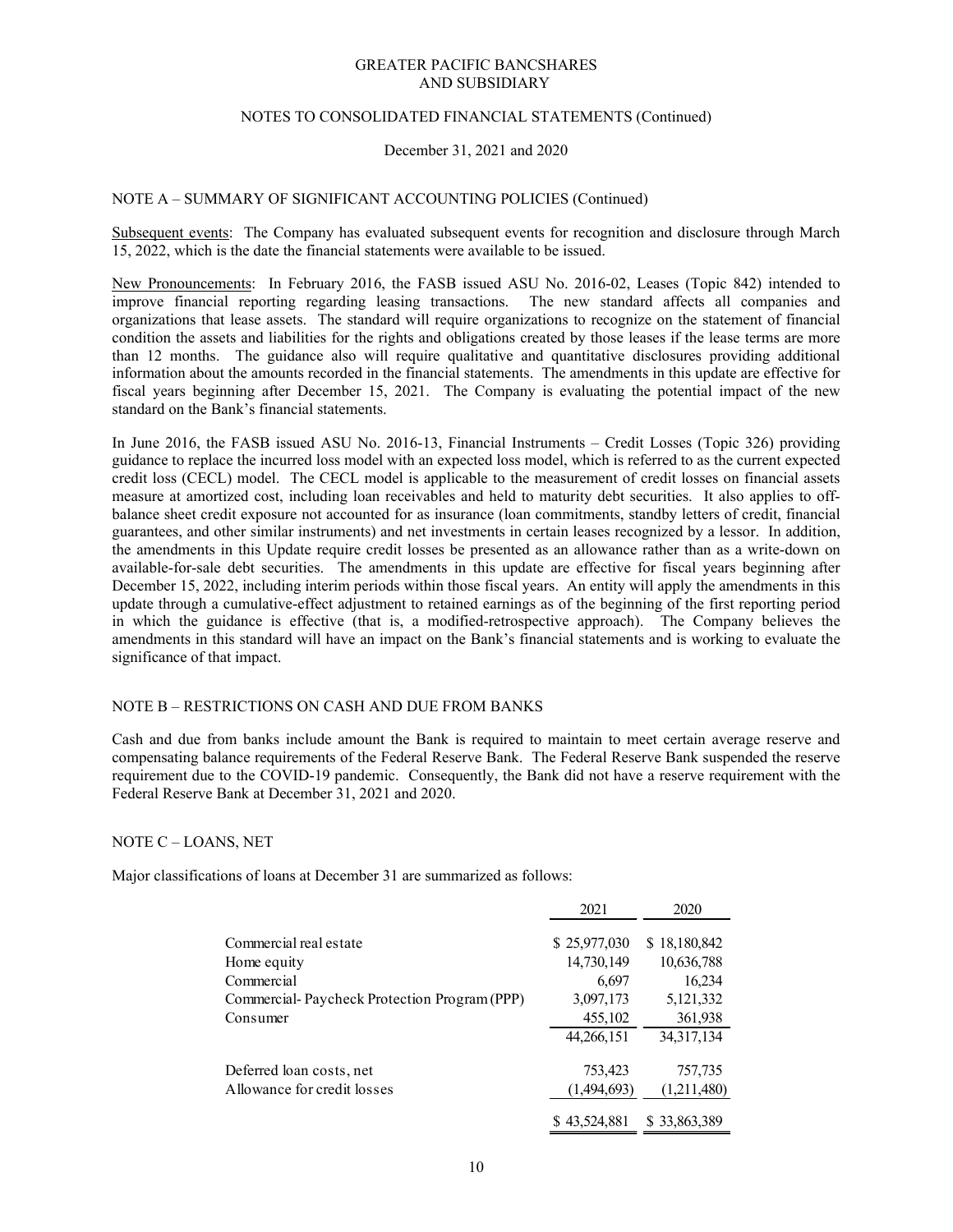NOTE A – SUMMARY OF SIGNIFICANT ACCOUNTING POLICIES (Continued)

Subsequent events: The Company has evaluated subsequent events for recognition and disclosure through March 15, 2022, which is the date the financial statements were available to be issued.

New Pronouncements: In February 2016, the FASB issued ASU No. 2016-02, Leases (Topic 842) intended to improve financial reporting regarding leasing transactions. The new standard affects all companies and organizations that lease assets. The standard will require organizations to recognize on the statement of financial condition the assets and liabilities for the rights and obligations created by those leases if the lease terms are more than 12 months. The guidance also will require qualitative and quantitative disclosures providing additional information about the amounts recorded in the financial statements. The amendments in this update are effective for fiscal years beginning after December 15, 2021. The Company is evaluating the potential impact of the new standard on the Bank's financial statements.

In June 2016, the FASB issued ASU No. 2016-13, Financial Instruments – Credit Losses (Topic 326) providing guidance to replace the incurred loss model with an expected loss model, which is referred to as the current expected credit loss (CECL) model. The CECL model is applicable to the measurement of credit losses on financial assets measure at amortized cost, including loan receivables and held to maturity debt securities. It also applies to off-balance sheet credit exposure not accounted for as insurance (loan commitments, standby letters of credit, financial guarantees, and other similar instruments) and net investments in certain leases recognized by a lessor. In addition, the amendments in this Update require credit losses be presented as an allowance rather than as a write-down on available-for-sale debt securities. The amendments in this update are effective for fiscal years beginning after December 15, 2022, including interim periods within those fiscal years. An entity will apply the amendments in this update through a cumulative-effect adjustment to retained earnings as of the beginning of the first reporting period in which the guidance is effective (that is, a modified-retrospective approach). The Company believes the amendments in this standard will have an impact on the Bank's financial statements and is working to evaluate the significance of that impact.

NOTE B – RESTRICTIONS ON CASH AND DUE FROM BANKS

Cash and due from banks include amount the Bank is required to maintain to meet certain average reserve and compensating balance requirements of the Federal Reserve Bank. The Federal Reserve Bank suspended the reserve requirement due to the COVID-19 pandemic. Consequently, the Bank did not have a reserve requirement with the Federal Reserve Bank at December 31, 2021 and 2020.

NOTE C – LOANS, NET

Major classifications of loans at December 31 are summarized as follows:

| | 2021 | 2020 |
|---|---|---|
| Commercial real estate | $ 25,977,030 | $ 18,180,842 |
| Home equity | 14,730,149 | 10,636,788 |
| Commercial | 6,697 | 16,234 |
| Commercial- Paycheck Protection Program (PPP) | 3,097,173 | 5,121,332 |
| Consumer | 455,102 | 361,938 |
| | 44,266,151 | 34,317,134 |
| Deferred loan costs, net | 753,423 | 757,735 |
| Allowance for credit losses | (1,494,693) | (1,211,480) |
| | $ 43,524,881 | $ 33,863,389 |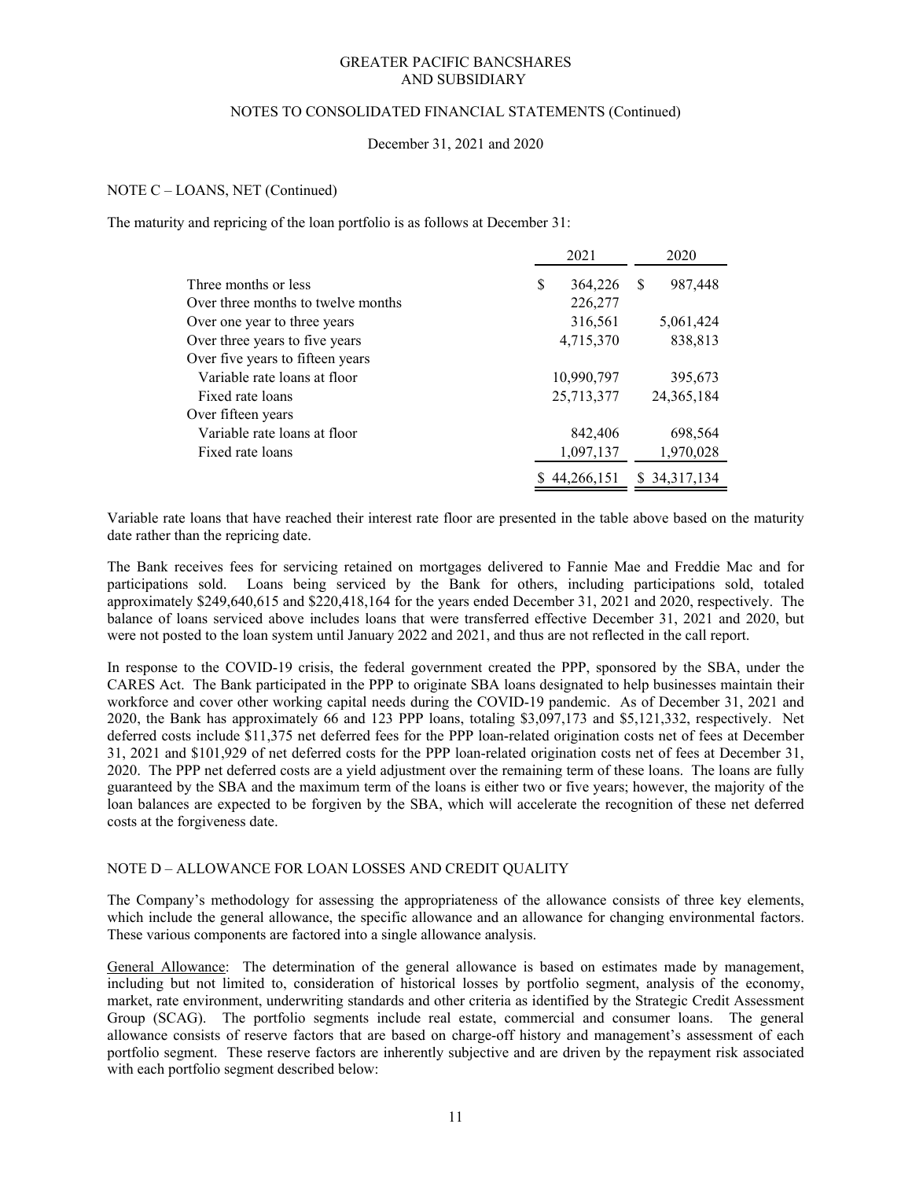GREATER PACIFIC BANCSHARES
AND SUBSIDIARY

NOTES TO CONSOLIDATED FINANCIAL STATEMENTS (Continued)

December 31, 2021 and 2020

NOTE C – LOANS, NET (Continued)

The maturity and repricing of the loan portfolio is as follows at December 31:

| | 2021 | 2020 |
|---|---|---|
| Three months or less | $ 364,226 | $ 987,448 |
| Over three months to twelve months | 226,277 | |
| Over one year to three years | 316,561 | 5,061,424 |
| Over three years to five years | 4,715,370 | 838,813 |
| Over five years to fifteen years | | |
| Variable rate loans at floor | 10,990,797 | 395,673 |
| Fixed rate loans | 25,713,377 | 24,365,184 |
| Over fifteen years | | |
| Variable rate loans at floor | 842,406 | 698,564 |
| Fixed rate loans | 1,097,137 | 1,970,028 |
| | $ 44,266,151 | $ 34,317,134 |

Variable rate loans that have reached their interest rate floor are presented in the table above based on the maturity date rather than the repricing date.

The Bank receives fees for servicing retained on mortgages delivered to Fannie Mae and Freddie Mac and for participations sold. Loans being serviced by the Bank for others, including participations sold, totaled approximately $249,640,615 and $220,418,164 for the years ended December 31, 2021 and 2020, respectively. The balance of loans serviced above includes loans that were transferred effective December 31, 2021 and 2020, but were not posted to the loan system until January 2022 and 2021, and thus are not reflected in the call report.

In response to the COVID-19 crisis, the federal government created the PPP, sponsored by the SBA, under the CARES Act. The Bank participated in the PPP to originate SBA loans designated to help businesses maintain their workforce and cover other working capital needs during the COVID-19 pandemic. As of December 31, 2021 and 2020, the Bank has approximately 66 and 123 PPP loans, totaling $3,097,173 and $5,121,332, respectively. Net deferred costs include $11,375 net deferred fees for the PPP loan-related origination costs net of fees at December 31, 2021 and $101,929 of net deferred costs for the PPP loan-related origination costs net of fees at December 31, 2020. The PPP net deferred costs are a yield adjustment over the remaining term of these loans. The loans are fully guaranteed by the SBA and the maximum term of the loans is either two or five years; however, the majority of the loan balances are expected to be forgiven by the SBA, which will accelerate the recognition of these net deferred costs at the forgiveness date.

NOTE D – ALLOWANCE FOR LOAN LOSSES AND CREDIT QUALITY

The Company's methodology for assessing the appropriateness of the allowance consists of three key elements, which include the general allowance, the specific allowance and an allowance for changing environmental factors. These various components are factored into a single allowance analysis.

General Allowance: The determination of the general allowance is based on estimates made by management, including but not limited to, consideration of historical losses by portfolio segment, analysis of the economy, market, rate environment, underwriting standards and other criteria as identified by the Strategic Credit Assessment Group (SCAG). The portfolio segments include real estate, commercial and consumer loans. The general allowance consists of reserve factors that are based on charge-off history and management's assessment of each portfolio segment. These reserve factors are inherently subjective and are driven by the repayment risk associated with each portfolio segment described below: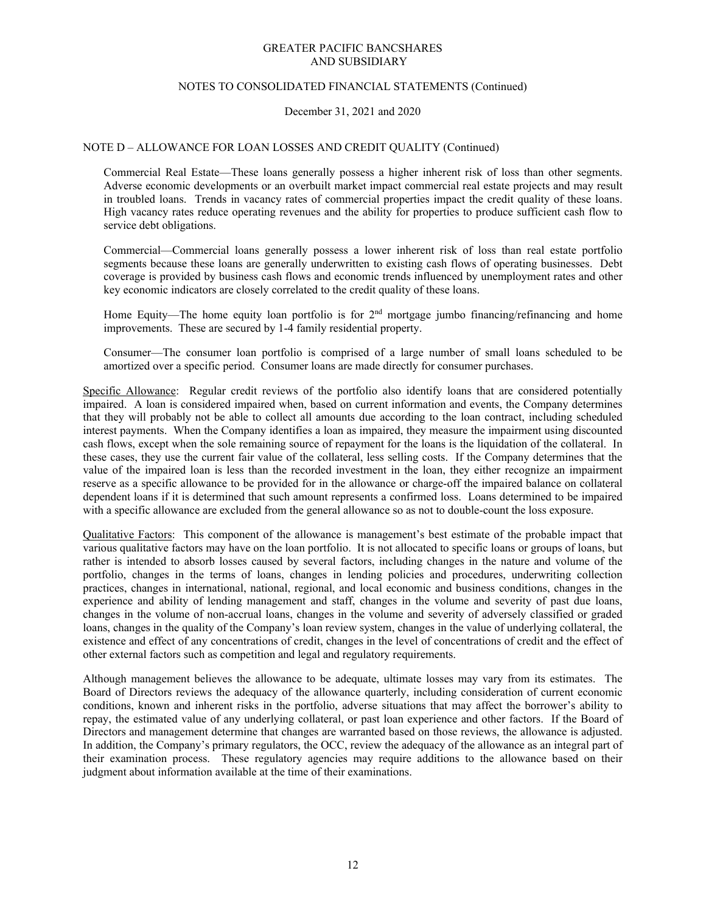## NOTE D – ALLOWANCE FOR LOAN LOSSES AND CREDIT QUALITY (Continued)

Commercial Real Estate—These loans generally possess a higher inherent risk of loss than other segments. Adverse economic developments or an overbuilt market impact commercial real estate projects and may result in troubled loans. Trends in vacancy rates of commercial properties impact the credit quality of these loans. High vacancy rates reduce operating revenues and the ability for properties to produce sufficient cash flow to service debt obligations.

Commercial—Commercial loans generally possess a lower inherent risk of loss than real estate portfolio segments because these loans are generally underwritten to existing cash flows of operating businesses. Debt coverage is provided by business cash flows and economic trends influenced by unemployment rates and other key economic indicators are closely correlated to the credit quality of these loans.

Home Equity—The home equity loan portfolio is for 2nd mortgage jumbo financing/refinancing and home improvements. These are secured by 1-4 family residential property.

Consumer—The consumer loan portfolio is comprised of a large number of small loans scheduled to be amortized over a specific period. Consumer loans are made directly for consumer purchases.

Specific Allowance: Regular credit reviews of the portfolio also identify loans that are considered potentially impaired. A loan is considered impaired when, based on current information and events, the Company determines that they will probably not be able to collect all amounts due according to the loan contract, including scheduled interest payments. When the Company identifies a loan as impaired, they measure the impairment using discounted cash flows, except when the sole remaining source of repayment for the loans is the liquidation of the collateral. In these cases, they use the current fair value of the collateral, less selling costs. If the Company determines that the value of the impaired loan is less than the recorded investment in the loan, they either recognize an impairment reserve as a specific allowance to be provided for in the allowance or charge-off the impaired balance on collateral dependent loans if it is determined that such amount represents a confirmed loss. Loans determined to be impaired with a specific allowance are excluded from the general allowance so as not to double-count the loss exposure.

Qualitative Factors: This component of the allowance is management's best estimate of the probable impact that various qualitative factors may have on the loan portfolio. It is not allocated to specific loans or groups of loans, but rather is intended to absorb losses caused by several factors, including changes in the nature and volume of the portfolio, changes in the terms of loans, changes in lending policies and procedures, underwriting collection practices, changes in international, national, regional, and local economic and business conditions, changes in the experience and ability of lending management and staff, changes in the volume and severity of past due loans, changes in the volume of non-accrual loans, changes in the volume and severity of adversely classified or graded loans, changes in the quality of the Company's loan review system, changes in the value of underlying collateral, the existence and effect of any concentrations of credit, changes in the level of concentrations of credit and the effect of other external factors such as competition and legal and regulatory requirements.

Although management believes the allowance to be adequate, ultimate losses may vary from its estimates. The Board of Directors reviews the adequacy of the allowance quarterly, including consideration of current economic conditions, known and inherent risks in the portfolio, adverse situations that may affect the borrower's ability to repay, the estimated value of any underlying collateral, or past loan experience and other factors. If the Board of Directors and management determine that changes are warranted based on those reviews, the allowance is adjusted. In addition, the Company's primary regulators, the OCC, review the adequacy of the allowance as an integral part of their examination process. These regulatory agencies may require additions to the allowance based on their judgment about information available at the time of their examinations.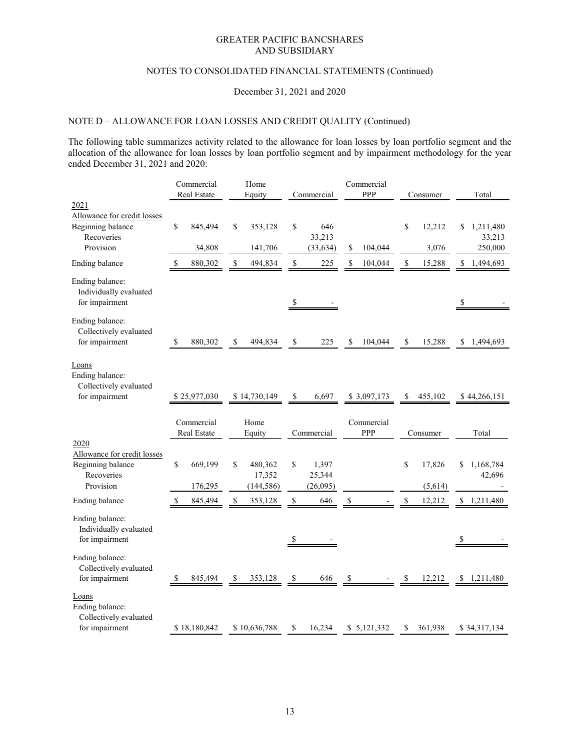GREATER PACIFIC BANCSHARES
AND SUBSIDIARY

NOTES TO CONSOLIDATED FINANCIAL STATEMENTS (Continued)

December 31, 2021 and 2020

NOTE D – ALLOWANCE FOR LOAN LOSSES AND CREDIT QUALITY (Continued)

The following table summarizes activity related to the allowance for loan losses by loan portfolio segment and the allocation of the allowance for loan losses by loan portfolio segment and by impairment methodology for the year ended December 31, 2021 and 2020:

| | Commercial Real Estate | Home Equity | Commercial | Commercial PPP | Consumer | Total |
|---|---|---|---|---|---|---|
| **2021** | | | | | | |
| Allowance for credit losses | | | | | | |
| Beginning balance | $ 845,494 | $ 353,128 | $ 646 | | $ 12,212 | $ 1,211,480 |
| Recoveries | | | 33,213 | | | 33,213 |
| Provision | 34,808 | 141,706 | (33,634) | $ 104,044 | 3,076 | 250,000 |
| Ending balance | $ 880,302 | $ 494,834 | $ 225 | $ 104,044 | $ 15,288 | $ 1,494,693 |
| Ending balance: Individually evaluated for impairment | | | $ - | | | $ - |
| Ending balance: Collectively evaluated for impairment | $ 880,302 | $ 494,834 | $ 225 | $ 104,044 | $ 15,288 | $ 1,494,693 |
| Loans | | | | | | |
| Ending balance: Collectively evaluated for impairment | $ 25,977,030 | $ 14,730,149 | $ 6,697 | $ 3,097,173 | $ 455,102 | $ 44,266,151 |

| | Commercial Real Estate | Home Equity | Commercial | Commercial PPP | Consumer | Total |
|---|---|---|---|---|---|---|
| **2020** | | | | | | |
| Allowance for credit losses | | | | | | |
| Beginning balance | $ 669,199 | $ 480,362 | $ 1,397 | | $ 17,826 | $ 1,168,784 |
| Recoveries | | 17,352 | 25,344 | | | 42,696 |
| Provision | 176,295 | (144,586) | (26,095) | | (5,614) | - |
| Ending balance | $ 845,494 | $ 353,128 | $ 646 | $ - | $ 12,212 | $ 1,211,480 |
| Ending balance: Individually evaluated for impairment | | | $ - | | | $ - |
| Ending balance: Collectively evaluated for impairment | $ 845,494 | $ 353,128 | $ 646 | $ - | $ 12,212 | $ 1,211,480 |
| Loans | | | | | | |
| Ending balance: Collectively evaluated for impairment | $ 18,180,842 | $ 10,636,788 | $ 16,234 | $ 5,121,332 | $ 361,938 | $ 34,317,134 |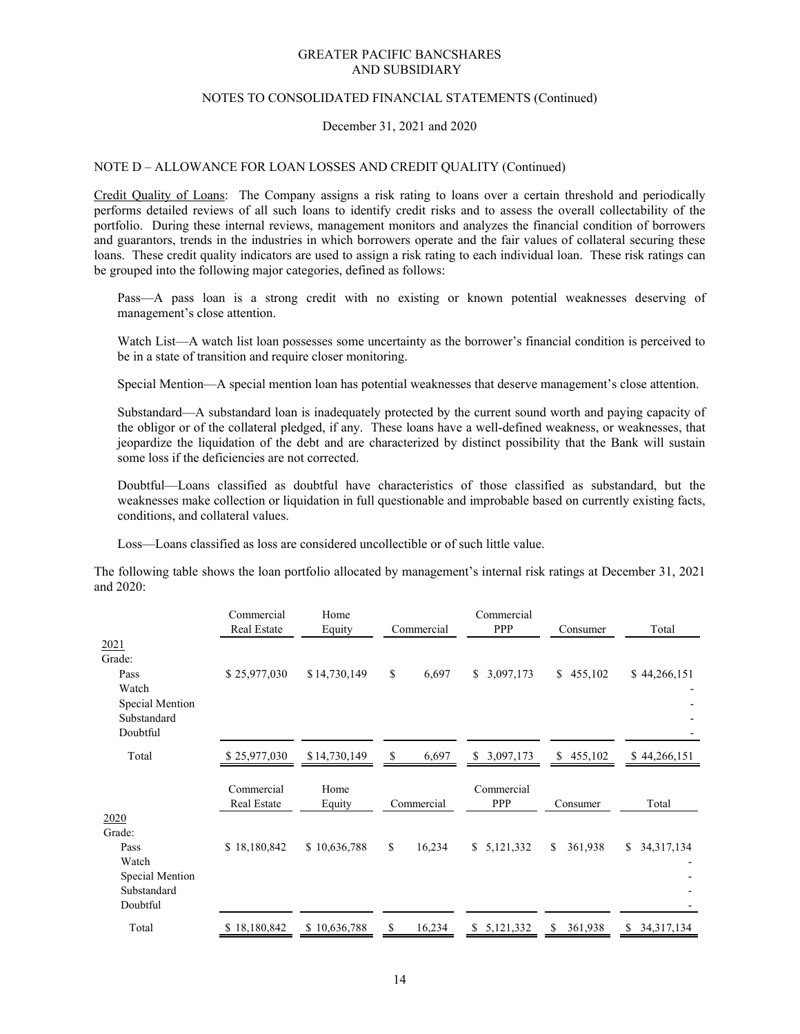NOTE D – ALLOWANCE FOR LOAN LOSSES AND CREDIT QUALITY (Continued)

Credit Quality of Loans: The Company assigns a risk rating to loans over a certain threshold and periodically performs detailed reviews of all such loans to identify credit risks and to assess the overall collectability of the portfolio. During these internal reviews, management monitors and analyzes the financial condition of borrowers and guarantors, trends in the industries in which borrowers operate and the fair values of collateral securing these loans. These credit quality indicators are used to assign a risk rating to each individual loan. These risk ratings can be grouped into the following major categories, defined as follows:

Pass—A pass loan is a strong credit with no existing or known potential weaknesses deserving of management's close attention.

Watch List—A watch list loan possesses some uncertainty as the borrower's financial condition is perceived to be in a state of transition and require closer monitoring.

Special Mention—A special mention loan has potential weaknesses that deserve management's close attention.

Substandard—A substandard loan is inadequately protected by the current sound worth and paying capacity of the obligor or of the collateral pledged, if any. These loans have a well-defined weakness, or weaknesses, that jeopardize the liquidation of the debt and are characterized by distinct possibility that the Bank will sustain some loss if the deficiencies are not corrected.

Doubtful—Loans classified as doubtful have characteristics of those classified as substandard, but the weaknesses make collection or liquidation in full questionable and improbable based on currently existing facts, conditions, and collateral values.

Loss—Loans classified as loss are considered uncollectible or of such little value.

The following table shows the loan portfolio allocated by management's internal risk ratings at December 31, 2021 and 2020:

| | Commercial Real Estate | Home Equity | Commercial | Commercial PPP | Consumer | Total |
|---|---|---|---|---|---|---|
| 2021 | | | | | | |
| Grade: | | | | | | |
| Pass | $ 25,977,030 | $ 14,730,149 | $ 6,697 | $ 3,097,173 | $ 455,102 | $ 44,266,151 |
| Watch | | | | | | - |
| Special Mention | | | | | | - |
| Substandard | | | | | | - |
| Doubtful | | | | | | - |
| Total | $ 25,977,030 | $ 14,730,149 | $ 6,697 | $ 3,097,173 | $ 455,102 | $ 44,266,151 |

| | Commercial Real Estate | Home Equity | Commercial | Commercial PPP | Consumer | Total |
|---|---|---|---|---|---|---|
| 2020 | | | | | | |
| Grade: | | | | | | |
| Pass | $ 18,180,842 | $ 10,636,788 | $ 16,234 | $ 5,121,332 | $ 361,938 | $ 34,317,134 |
| Watch | | | | | | - |
| Special Mention | | | | | | - |
| Substandard | | | | | | - |
| Doubtful | | | | | | - |
| Total | $ 18,180,842 | $ 10,636,788 | $ 16,234 | $ 5,121,332 | $ 361,938 | $ 34,317,134 |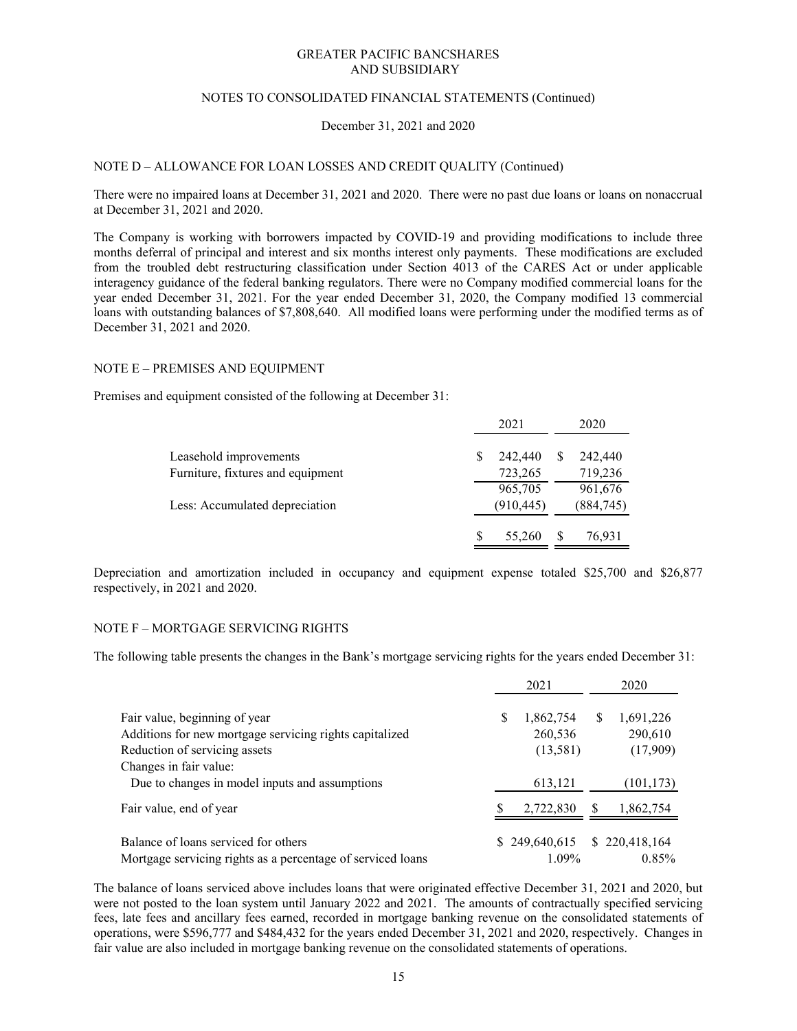NOTE D – ALLOWANCE FOR LOAN LOSSES AND CREDIT QUALITY (Continued)

There were no impaired loans at December 31, 2021 and 2020. There were no past due loans or loans on nonaccrual at December 31, 2021 and 2020.

The Company is working with borrowers impacted by COVID-19 and providing modifications to include three months deferral of principal and interest and six months interest only payments. These modifications are excluded from the troubled debt restructuring classification under Section 4013 of the CARES Act or under applicable interagency guidance of the federal banking regulators. There were no Company modified commercial loans for the year ended December 31, 2021. For the year ended December 31, 2020, the Company modified 13 commercial loans with outstanding balances of $7,808,640. All modified loans were performing under the modified terms as of December 31, 2021 and 2020.

## NOTE E – PREMISES AND EQUIPMENT

Premises and equipment consisted of the following at December 31:

| | 2021 | 2020 |
|---|---|---|
| Leasehold improvements | $ 242,440 | $ 242,440 |
| Furniture, fixtures and equipment | 723,265 | 719,236 |
| | 965,705 | 961,676 |
| Less: Accumulated depreciation | (910,445) | (884,745) |
| | $ 55,260 | $ 76,931 |

Depreciation and amortization included in occupancy and equipment expense totaled $25,700 and $26,877 respectively, in 2021 and 2020.

## NOTE F – MORTGAGE SERVICING RIGHTS

The following table presents the changes in the Bank's mortgage servicing rights for the years ended December 31:

| | 2021 | 2020 |
|---|---|---|
| Fair value, beginning of year | $ 1,862,754 | $ 1,691,226 |
| Additions for new mortgage servicing rights capitalized | 260,536 | 290,610 |
| Reduction of servicing assets | (13,581) | (17,909) |
| Changes in fair value: | | |
| Due to changes in model inputs and assumptions | 613,121 | (101,173) |
| Fair value, end of year | $ 2,722,830 | $ 1,862,754 |
| Balance of loans serviced for others | $ 249,640,615 | $ 220,418,164 |
| Mortgage servicing rights as a percentage of serviced loans | 1.09% | 0.85% |

The balance of loans serviced above includes loans that were originated effective December 31, 2021 and 2020, but were not posted to the loan system until January 2022 and 2021. The amounts of contractually specified servicing fees, late fees and ancillary fees earned, recorded in mortgage banking revenue on the consolidated statements of operations, were $596,777 and $484,432 for the years ended December 31, 2021 and 2020, respectively. Changes in fair value are also included in mortgage banking revenue on the consolidated statements of operations.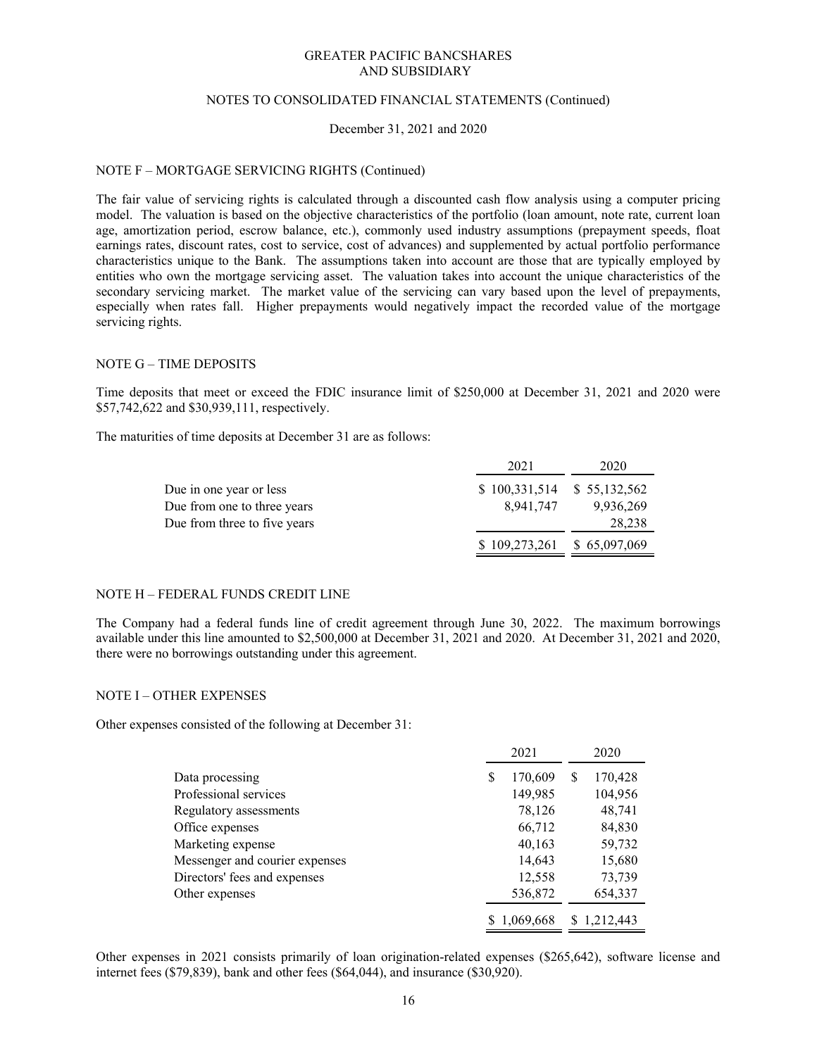GREATER PACIFIC BANCSHARES
AND SUBSIDIARY

NOTES TO CONSOLIDATED FINANCIAL STATEMENTS (Continued)

December 31, 2021 and 2020

## NOTE F – MORTGAGE SERVICING RIGHTS (Continued)

The fair value of servicing rights is calculated through a discounted cash flow analysis using a computer pricing model. The valuation is based on the objective characteristics of the portfolio (loan amount, note rate, current loan age, amortization period, escrow balance, etc.), commonly used industry assumptions (prepayment speeds, float earnings rates, discount rates, cost to service, cost of advances) and supplemented by actual portfolio performance characteristics unique to the Bank. The assumptions taken into account are those that are typically employed by entities who own the mortgage servicing asset. The valuation takes into account the unique characteristics of the secondary servicing market. The market value of the servicing can vary based upon the level of prepayments, especially when rates fall. Higher prepayments would negatively impact the recorded value of the mortgage servicing rights.

## NOTE G – TIME DEPOSITS

Time deposits that meet or exceed the FDIC insurance limit of $250,000 at December 31, 2021 and 2020 were $57,742,622 and $30,939,111, respectively.

The maturities of time deposits at December 31 are as follows:

| | 2021 | 2020 |
|---|---|---|
| Due in one year or less | $ 100,331,514 | $ 55,132,562 |
| Due from one to three years | 8,941,747 | 9,936,269 |
| Due from three to five years | | 28,238 |
| | $ 109,273,261 | $ 65,097,069 |

## NOTE H – FEDERAL FUNDS CREDIT LINE

The Company had a federal funds line of credit agreement through June 30, 2022. The maximum borrowings available under this line amounted to $2,500,000 at December 31, 2021 and 2020. At December 31, 2021 and 2020, there were no borrowings outstanding under this agreement.

## NOTE I – OTHER EXPENSES

Other expenses consisted of the following at December 31:

| | 2021 | 2020 |
|---|---|---|
| Data processing | $ 170,609 | $ 170,428 |
| Professional services | 149,985 | 104,956 |
| Regulatory assessments | 78,126 | 48,741 |
| Office expenses | 66,712 | 84,830 |
| Marketing expense | 40,163 | 59,732 |
| Messenger and courier expenses | 14,643 | 15,680 |
| Directors' fees and expenses | 12,558 | 73,739 |
| Other expenses | 536,872 | 654,337 |
| | $ 1,069,668 | $ 1,212,443 |

Other expenses in 2021 consists primarily of loan origination-related expenses ($265,642), software license and internet fees ($79,839), bank and other fees ($64,044), and insurance ($30,920).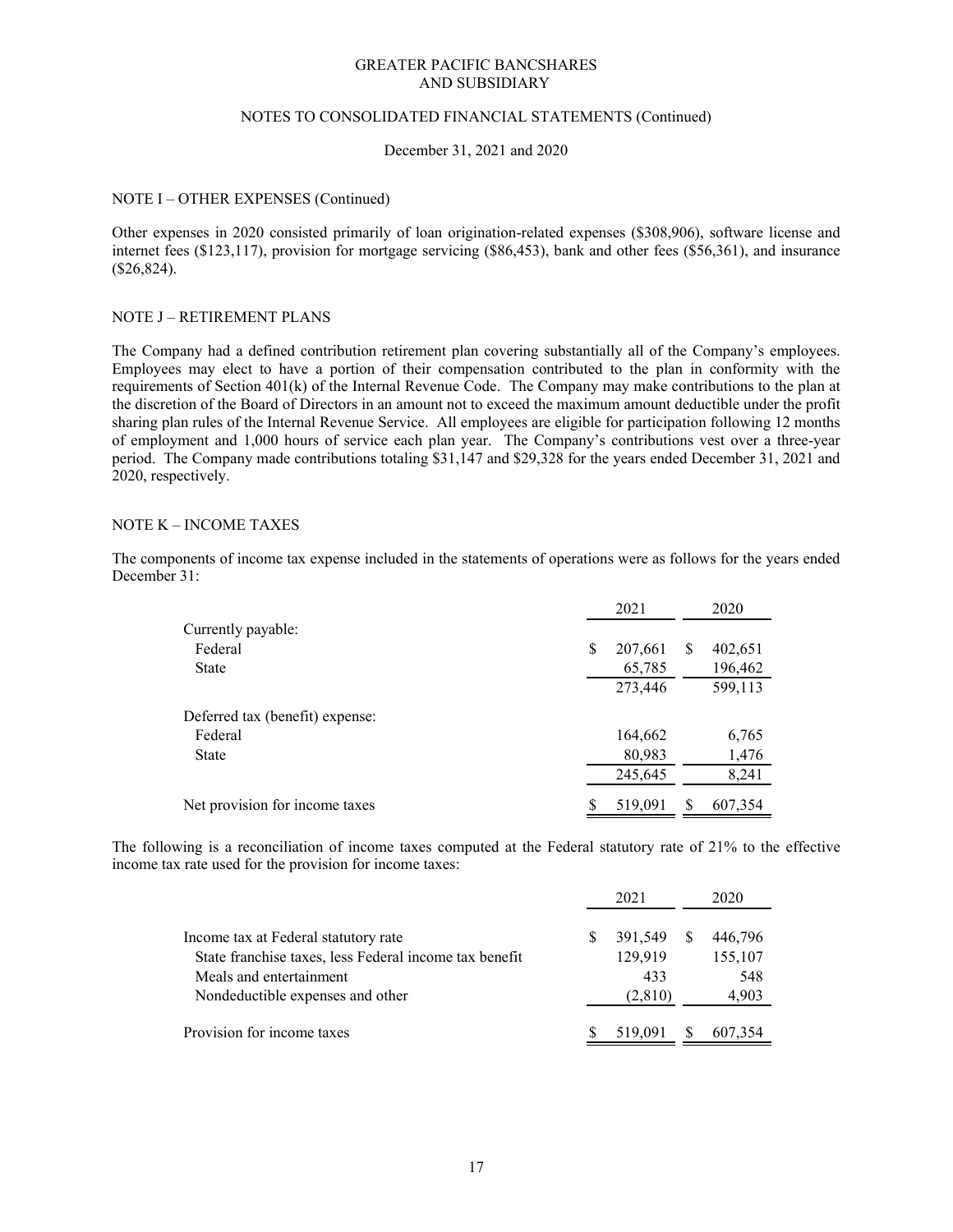GREATER PACIFIC BANCSHARES
AND SUBSIDIARY

NOTES TO CONSOLIDATED FINANCIAL STATEMENTS (Continued)

December 31, 2021 and 2020

## NOTE I – OTHER EXPENSES (Continued)

Other expenses in 2020 consisted primarily of loan origination-related expenses ($308,906), software license and internet fees ($123,117), provision for mortgage servicing ($86,453), bank and other fees ($56,361), and insurance ($26,824).

## NOTE J – RETIREMENT PLANS

The Company had a defined contribution retirement plan covering substantially all of the Company's employees. Employees may elect to have a portion of their compensation contributed to the plan in conformity with the requirements of Section 401(k) of the Internal Revenue Code. The Company may make contributions to the plan at the discretion of the Board of Directors in an amount not to exceed the maximum amount deductible under the profit sharing plan rules of the Internal Revenue Service. All employees are eligible for participation following 12 months of employment and 1,000 hours of service each plan year. The Company's contributions vest over a three-year period. The Company made contributions totaling $31,147 and $29,328 for the years ended December 31, 2021 and 2020, respectively.

## NOTE K – INCOME TAXES

The components of income tax expense included in the statements of operations were as follows for the years ended December 31:

| | 2021 | 2020 |
|---|---|---|
| Currently payable: | | |
| Federal | $ 207,661 | $ 402,651 |
| State | 65,785 | 196,462 |
| | 273,446 | 599,113 |
| Deferred tax (benefit) expense: | | |
| Federal | 164,662 | 6,765 |
| State | 80,983 | 1,476 |
| | 245,645 | 8,241 |
| Net provision for income taxes | $ 519,091 | $ 607,354 |

The following is a reconciliation of income taxes computed at the Federal statutory rate of 21% to the effective income tax rate used for the provision for income taxes:

| | 2021 | 2020 |
|---|---|---|
| Income tax at Federal statutory rate | $ 391,549 | $ 446,796 |
| State franchise taxes, less Federal income tax benefit | 129,919 | 155,107 |
| Meals and entertainment | 433 | 548 |
| Nondeductible expenses and other | (2,810) | 4,903 |
| Provision for income taxes | $ 519,091 | $ 607,354 |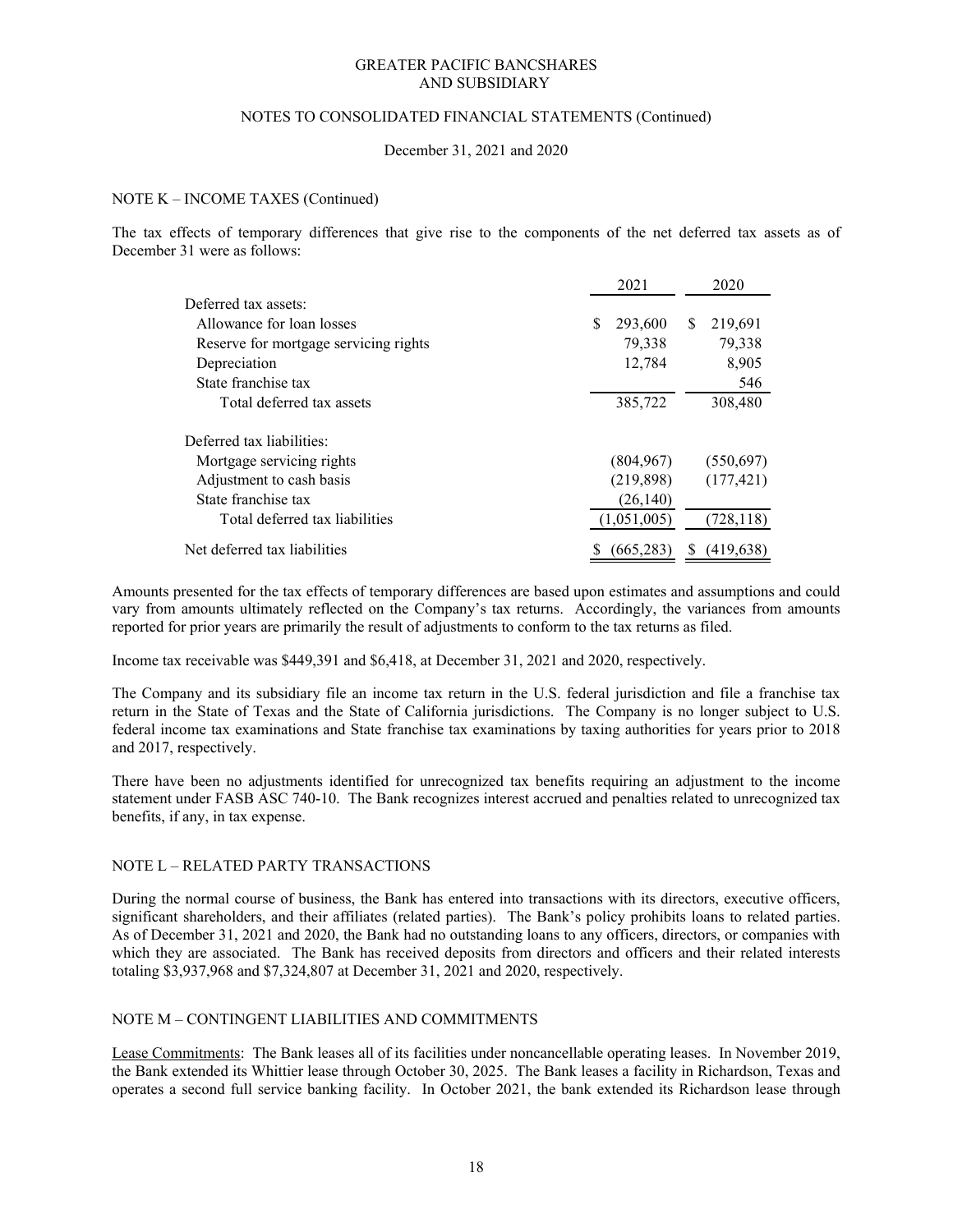NOTE K – INCOME TAXES (Continued)

The tax effects of temporary differences that give rise to the components of the net deferred tax assets as of December 31 were as follows:

| | 2021 | 2020 |
|---|---|---|
| Deferred tax assets: | | |
| Allowance for loan losses | $ 293,600 | $ 219,691 |
| Reserve for mortgage servicing rights | 79,338 | 79,338 |
| Depreciation | 12,784 | 8,905 |
| State franchise tax | | 546 |
| Total deferred tax assets | 385,722 | 308,480 |
| Deferred tax liabilities: | | |
| Mortgage servicing rights | (804,967) | (550,697) |
| Adjustment to cash basis | (219,898) | (177,421) |
| State franchise tax | (26,140) | |
| Total deferred tax liabilities | (1,051,005) | (728,118) |
| Net deferred tax liabilities | $ (665,283) | $ (419,638) |

Amounts presented for the tax effects of temporary differences are based upon estimates and assumptions and could vary from amounts ultimately reflected on the Company's tax returns. Accordingly, the variances from amounts reported for prior years are primarily the result of adjustments to conform to the tax returns as filed.

Income tax receivable was $449,391 and $6,418, at December 31, 2021 and 2020, respectively.

The Company and its subsidiary file an income tax return in the U.S. federal jurisdiction and file a franchise tax return in the State of Texas and the State of California jurisdictions. The Company is no longer subject to U.S. federal income tax examinations and State franchise tax examinations by taxing authorities for years prior to 2018 and 2017, respectively.

There have been no adjustments identified for unrecognized tax benefits requiring an adjustment to the income statement under FASB ASC 740-10. The Bank recognizes interest accrued and penalties related to unrecognized tax benefits, if any, in tax expense.

NOTE L – RELATED PARTY TRANSACTIONS

During the normal course of business, the Bank has entered into transactions with its directors, executive officers, significant shareholders, and their affiliates (related parties). The Bank's policy prohibits loans to related parties. As of December 31, 2021 and 2020, the Bank had no outstanding loans to any officers, directors, or companies with which they are associated. The Bank has received deposits from directors and officers and their related interests totaling $3,937,968 and $7,324,807 at December 31, 2021 and 2020, respectively.

NOTE M – CONTINGENT LIABILITIES AND COMMITMENTS

Lease Commitments: The Bank leases all of its facilities under noncancellable operating leases. In November 2019, the Bank extended its Whittier lease through October 30, 2025. The Bank leases a facility in Richardson, Texas and operates a second full service banking facility. In October 2021, the bank extended its Richardson lease through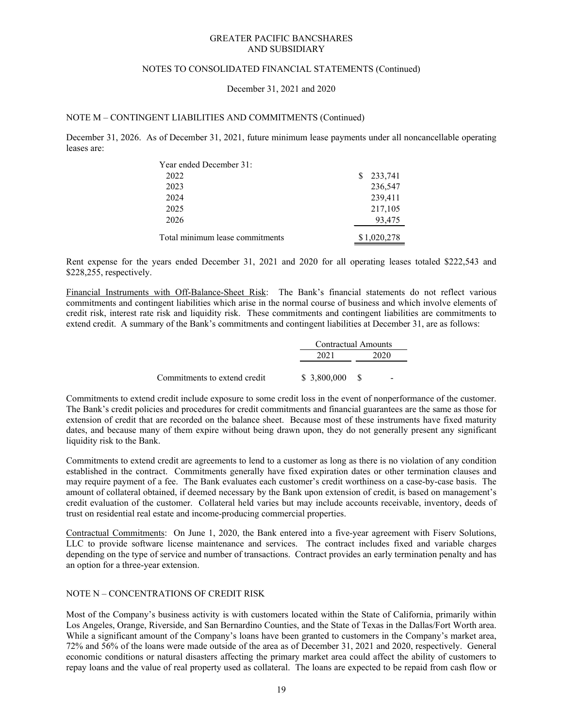## NOTE M – CONTINGENT LIABILITIES AND COMMITMENTS (Continued)

December 31, 2026. As of December 31, 2021, future minimum lease payments under all noncancellable operating leases are:

| Year ended December 31: | |
|---|---|
| 2022 | $ 233,741 |
| 2023 | 236,547 |
| 2024 | 239,411 |
| 2025 | 217,105 |
| 2026 | 93,475 |
| Total minimum lease commitments | $ 1,020,278 |

Rent expense for the years ended December 31, 2021 and 2020 for all operating leases totaled $222,543 and $228,255, respectively.

Financial Instruments with Off-Balance-Sheet Risk: The Bank's financial statements do not reflect various commitments and contingent liabilities which arise in the normal course of business and which involve elements of credit risk, interest rate risk and liquidity risk. These commitments and contingent liabilities are commitments to extend credit. A summary of the Bank's commitments and contingent liabilities at December 31, are as follows:

| | Contractual Amounts | |
|---|---|---|
| | 2021 | 2020 |
| Commitments to extend credit | $ 3,800,000 | $ - |

Commitments to extend credit include exposure to some credit loss in the event of nonperformance of the customer. The Bank's credit policies and procedures for credit commitments and financial guarantees are the same as those for extension of credit that are recorded on the balance sheet. Because most of these instruments have fixed maturity dates, and because many of them expire without being drawn upon, they do not generally present any significant liquidity risk to the Bank.

Commitments to extend credit are agreements to lend to a customer as long as there is no violation of any condition established in the contract. Commitments generally have fixed expiration dates or other termination clauses and may require payment of a fee. The Bank evaluates each customer's credit worthiness on a case-by-case basis. The amount of collateral obtained, if deemed necessary by the Bank upon extension of credit, is based on management's credit evaluation of the customer. Collateral held varies but may include accounts receivable, inventory, deeds of trust on residential real estate and income-producing commercial properties.

Contractual Commitments: On June 1, 2020, the Bank entered into a five-year agreement with Fiserv Solutions, LLC to provide software license maintenance and services. The contract includes fixed and variable charges depending on the type of service and number of transactions. Contract provides an early termination penalty and has an option for a three-year extension.

## NOTE N – CONCENTRATIONS OF CREDIT RISK

Most of the Company's business activity is with customers located within the State of California, primarily within Los Angeles, Orange, Riverside, and San Bernardino Counties, and the State of Texas in the Dallas/Fort Worth area. While a significant amount of the Company's loans have been granted to customers in the Company's market area, 72% and 56% of the loans were made outside of the area as of December 31, 2021 and 2020, respectively. General economic conditions or natural disasters affecting the primary market area could affect the ability of customers to repay loans and the value of real property used as collateral. The loans are expected to be repaid from cash flow or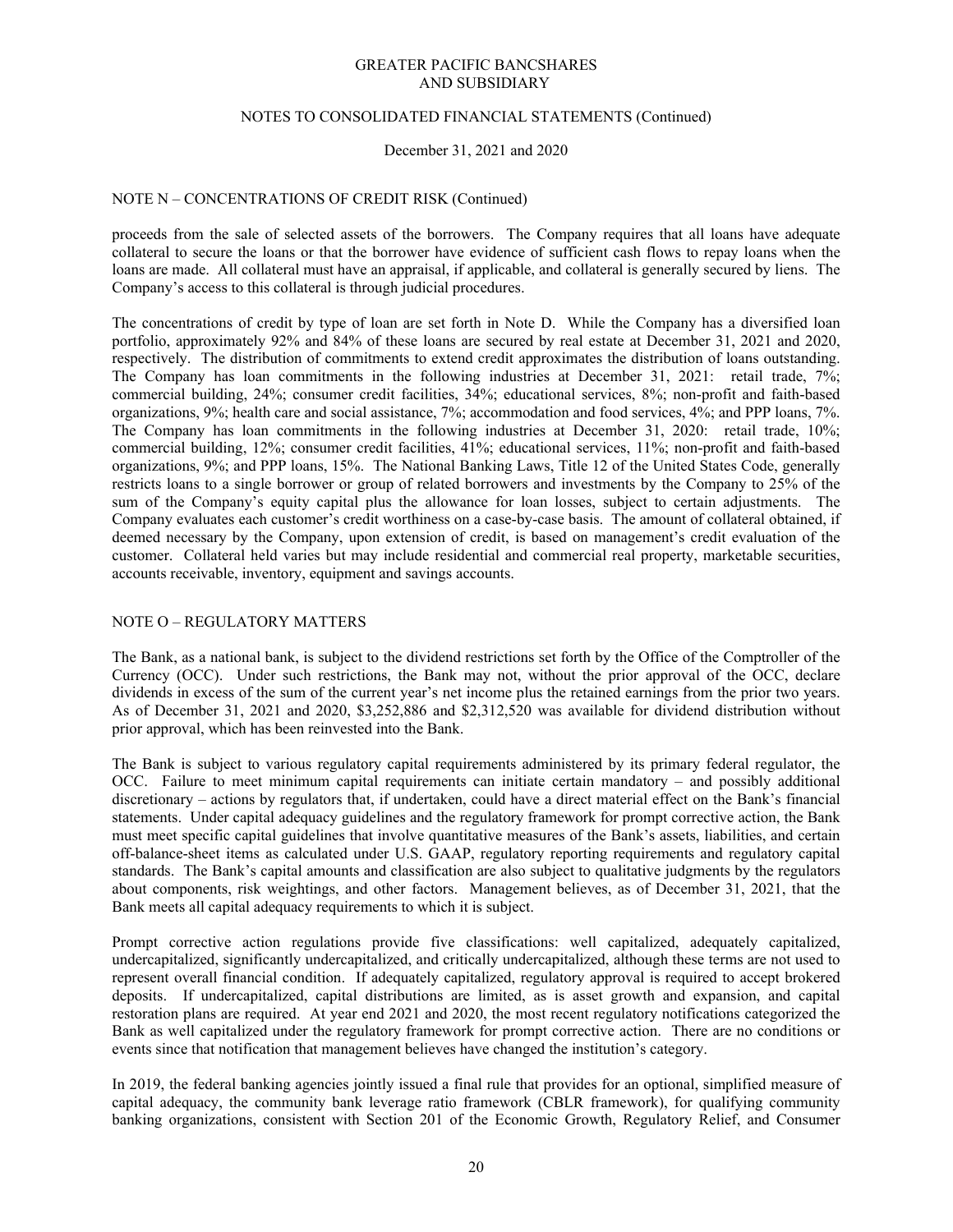## NOTE N – CONCENTRATIONS OF CREDIT RISK (Continued)

proceeds from the sale of selected assets of the borrowers. The Company requires that all loans have adequate collateral to secure the loans or that the borrower have evidence of sufficient cash flows to repay loans when the loans are made. All collateral must have an appraisal, if applicable, and collateral is generally secured by liens. The Company's access to this collateral is through judicial procedures.

The concentrations of credit by type of loan are set forth in Note D. While the Company has a diversified loan portfolio, approximately 92% and 84% of these loans are secured by real estate at December 31, 2021 and 2020, respectively. The distribution of commitments to extend credit approximates the distribution of loans outstanding. The Company has loan commitments in the following industries at December 31, 2021: retail trade, 7%; commercial building, 24%; consumer credit facilities, 34%; educational services, 8%; non-profit and faith-based organizations, 9%; health care and social assistance, 7%; accommodation and food services, 4%; and PPP loans, 7%. The Company has loan commitments in the following industries at December 31, 2020: retail trade, 10%; commercial building, 12%; consumer credit facilities, 41%; educational services, 11%; non-profit and faith-based organizations, 9%; and PPP loans, 15%. The National Banking Laws, Title 12 of the United States Code, generally restricts loans to a single borrower or group of related borrowers and investments by the Company to 25% of the sum of the Company's equity capital plus the allowance for loan losses, subject to certain adjustments. The Company evaluates each customer's credit worthiness on a case-by-case basis. The amount of collateral obtained, if deemed necessary by the Company, upon extension of credit, is based on management's credit evaluation of the customer. Collateral held varies but may include residential and commercial real property, marketable securities, accounts receivable, inventory, equipment and savings accounts.

## NOTE O – REGULATORY MATTERS

The Bank, as a national bank, is subject to the dividend restrictions set forth by the Office of the Comptroller of the Currency (OCC). Under such restrictions, the Bank may not, without the prior approval of the OCC, declare dividends in excess of the sum of the current year's net income plus the retained earnings from the prior two years. As of December 31, 2021 and 2020, $3,252,886 and $2,312,520 was available for dividend distribution without prior approval, which has been reinvested into the Bank.

The Bank is subject to various regulatory capital requirements administered by its primary federal regulator, the OCC. Failure to meet minimum capital requirements can initiate certain mandatory – and possibly additional discretionary – actions by regulators that, if undertaken, could have a direct material effect on the Bank's financial statements. Under capital adequacy guidelines and the regulatory framework for prompt corrective action, the Bank must meet specific capital guidelines that involve quantitative measures of the Bank's assets, liabilities, and certain off-balance-sheet items as calculated under U.S. GAAP, regulatory reporting requirements and regulatory capital standards. The Bank's capital amounts and classification are also subject to qualitative judgments by the regulators about components, risk weightings, and other factors. Management believes, as of December 31, 2021, that the Bank meets all capital adequacy requirements to which it is subject.

Prompt corrective action regulations provide five classifications: well capitalized, adequately capitalized, undercapitalized, significantly undercapitalized, and critically undercapitalized, although these terms are not used to represent overall financial condition. If adequately capitalized, regulatory approval is required to accept brokered deposits. If undercapitalized, capital distributions are limited, as is asset growth and expansion, and capital restoration plans are required. At year end 2021 and 2020, the most recent regulatory notifications categorized the Bank as well capitalized under the regulatory framework for prompt corrective action. There are no conditions or events since that notification that management believes have changed the institution's category.

In 2019, the federal banking agencies jointly issued a final rule that provides for an optional, simplified measure of capital adequacy, the community bank leverage ratio framework (CBLR framework), for qualifying community banking organizations, consistent with Section 201 of the Economic Growth, Regulatory Relief, and Consumer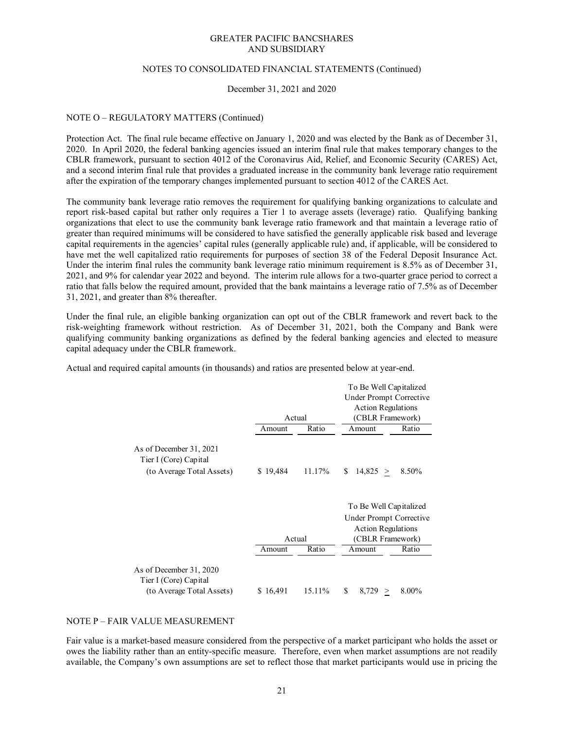NOTE O – REGULATORY MATTERS (Continued)

Protection Act. The final rule became effective on January 1, 2020 and was elected by the Bank as of December 31, 2020. In April 2020, the federal banking agencies issued an interim final rule that makes temporary changes to the CBLR framework, pursuant to section 4012 of the Coronavirus Aid, Relief, and Economic Security (CARES) Act, and a second interim final rule that provides a graduated increase in the community bank leverage ratio requirement after the expiration of the temporary changes implemented pursuant to section 4012 of the CARES Act.

The community bank leverage ratio removes the requirement for qualifying banking organizations to calculate and report risk-based capital but rather only requires a Tier 1 to average assets (leverage) ratio. Qualifying banking organizations that elect to use the community bank leverage ratio framework and that maintain a leverage ratio of greater than required minimums will be considered to have satisfied the generally applicable risk based and leverage capital requirements in the agencies' capital rules (generally applicable rule) and, if applicable, will be considered to have met the well capitalized ratio requirements for purposes of section 38 of the Federal Deposit Insurance Act. Under the interim final rules the community bank leverage ratio minimum requirement is 8.5% as of December 31, 2021, and 9% for calendar year 2022 and beyond. The interim rule allows for a two-quarter grace period to correct a ratio that falls below the required amount, provided that the bank maintains a leverage ratio of 7.5% as of December 31, 2021, and greater than 8% thereafter.

Under the final rule, an eligible banking organization can opt out of the CBLR framework and revert back to the risk-weighting framework without restriction. As of December 31, 2021, both the Company and Bank were qualifying community banking organizations as defined by the federal banking agencies and elected to measure capital adequacy under the CBLR framework.

Actual and required capital amounts (in thousands) and ratios are presented below at year-end.

| | Actual | | To Be Well Capitalized Under Prompt Corrective Action Regulations (CBLR Framework) | |
|---|---|---|---|---|
| | Amount | Ratio | Amount | Ratio |
| As of December 31, 2021 | | | | |
| Tier I (Core) Capital (to Average Total Assets) | $ 19,484 | 11.17% | $ 14,825 ≥ | 8.50% |

| | Actual | | To Be Well Capitalized Under Prompt Corrective Action Regulations (CBLR Framework) | |
|---|---|---|---|---|
| | Amount | Ratio | Amount | Ratio |
| As of December 31, 2020 | | | | |
| Tier I (Core) Capital (to Average Total Assets) | $ 16,491 | 15.11% | $ 8,729 ≥ | 8.00% |

NOTE P – FAIR VALUE MEASUREMENT

Fair value is a market-based measure considered from the perspective of a market participant who holds the asset or owes the liability rather than an entity-specific measure. Therefore, even when market assumptions are not readily available, the Company's own assumptions are set to reflect those that market participants would use in pricing the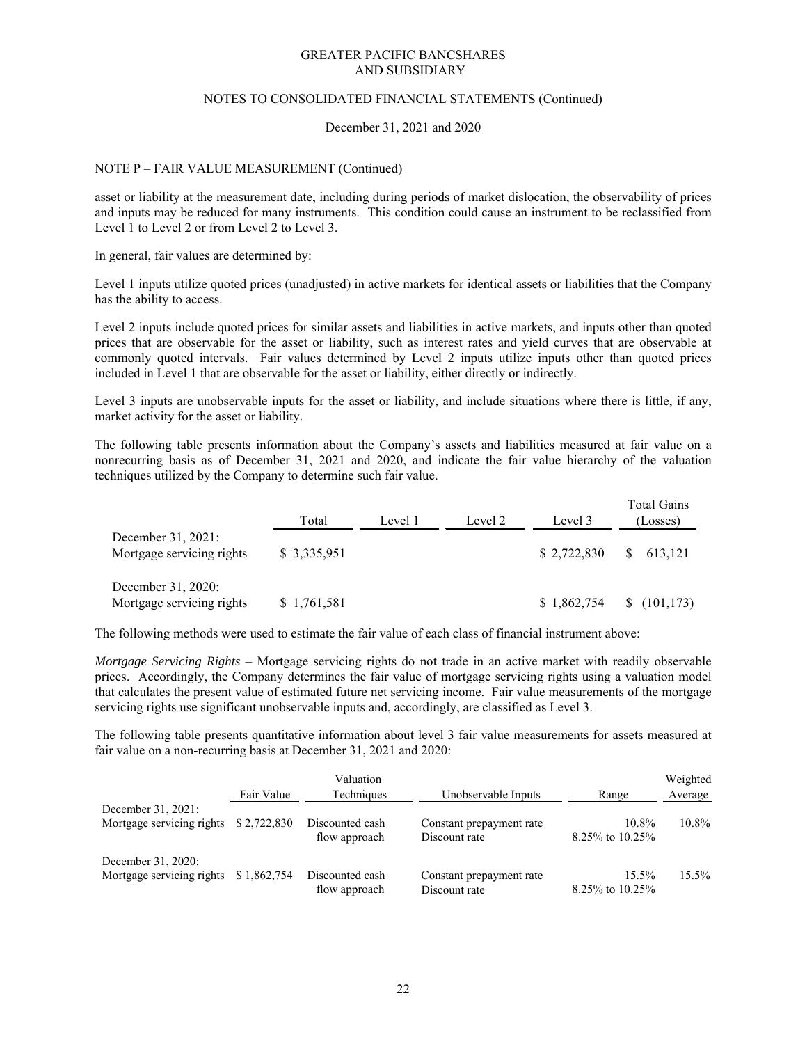NOTE P – FAIR VALUE MEASUREMENT (Continued)

asset or liability at the measurement date, including during periods of market dislocation, the observability of prices and inputs may be reduced for many instruments. This condition could cause an instrument to be reclassified from Level 1 to Level 2 or from Level 2 to Level 3.

In general, fair values are determined by:

Level 1 inputs utilize quoted prices (unadjusted) in active markets for identical assets or liabilities that the Company has the ability to access.

Level 2 inputs include quoted prices for similar assets and liabilities in active markets, and inputs other than quoted prices that are observable for the asset or liability, such as interest rates and yield curves that are observable at commonly quoted intervals. Fair values determined by Level 2 inputs utilize inputs other than quoted prices included in Level 1 that are observable for the asset or liability, either directly or indirectly.

Level 3 inputs are unobservable inputs for the asset or liability, and include situations where there is little, if any, market activity for the asset or liability.

The following table presents information about the Company's assets and liabilities measured at fair value on a nonrecurring basis as of December 31, 2021 and 2020, and indicate the fair value hierarchy of the valuation techniques utilized by the Company to determine such fair value.

| | Total | Level 1 | Level 2 | Level 3 | Total Gains (Losses) |
|---|---|---|---|---|---|
| December 31, 2021: | | | | | |
| Mortgage servicing rights | $ 3,335,951 | | | $ 2,722,830 | $ 613,121 |
| December 31, 2020: | | | | | |
| Mortgage servicing rights | $ 1,761,581 | | | $ 1,862,754 | $ (101,173) |

The following methods were used to estimate the fair value of each class of financial instrument above:

*Mortgage Servicing Rights* – Mortgage servicing rights do not trade in an active market with readily observable prices. Accordingly, the Company determines the fair value of mortgage servicing rights using a valuation model that calculates the present value of estimated future net servicing income. Fair value measurements of the mortgage servicing rights use significant unobservable inputs and, accordingly, are classified as Level 3.

The following table presents quantitative information about level 3 fair value measurements for assets measured at fair value on a non-recurring basis at December 31, 2021 and 2020:

| | Fair Value | Valuation Techniques | Unobservable Inputs | Range | Weighted Average |
|---|---|---|---|---|---|
| December 31, 2021: | | | | | |
| Mortgage servicing rights | $ 2,722,830 | Discounted cash flow approach | Constant prepayment rate | 10.8% | 10.8% |
| | | | Discount rate | 8.25% to 10.25% | |
| December 31, 2020: | | | | | |
| Mortgage servicing rights | $ 1,862,754 | Discounted cash flow approach | Constant prepayment rate | 15.5% | 15.5% |
| | | | Discount rate | 8.25% to 10.25% | |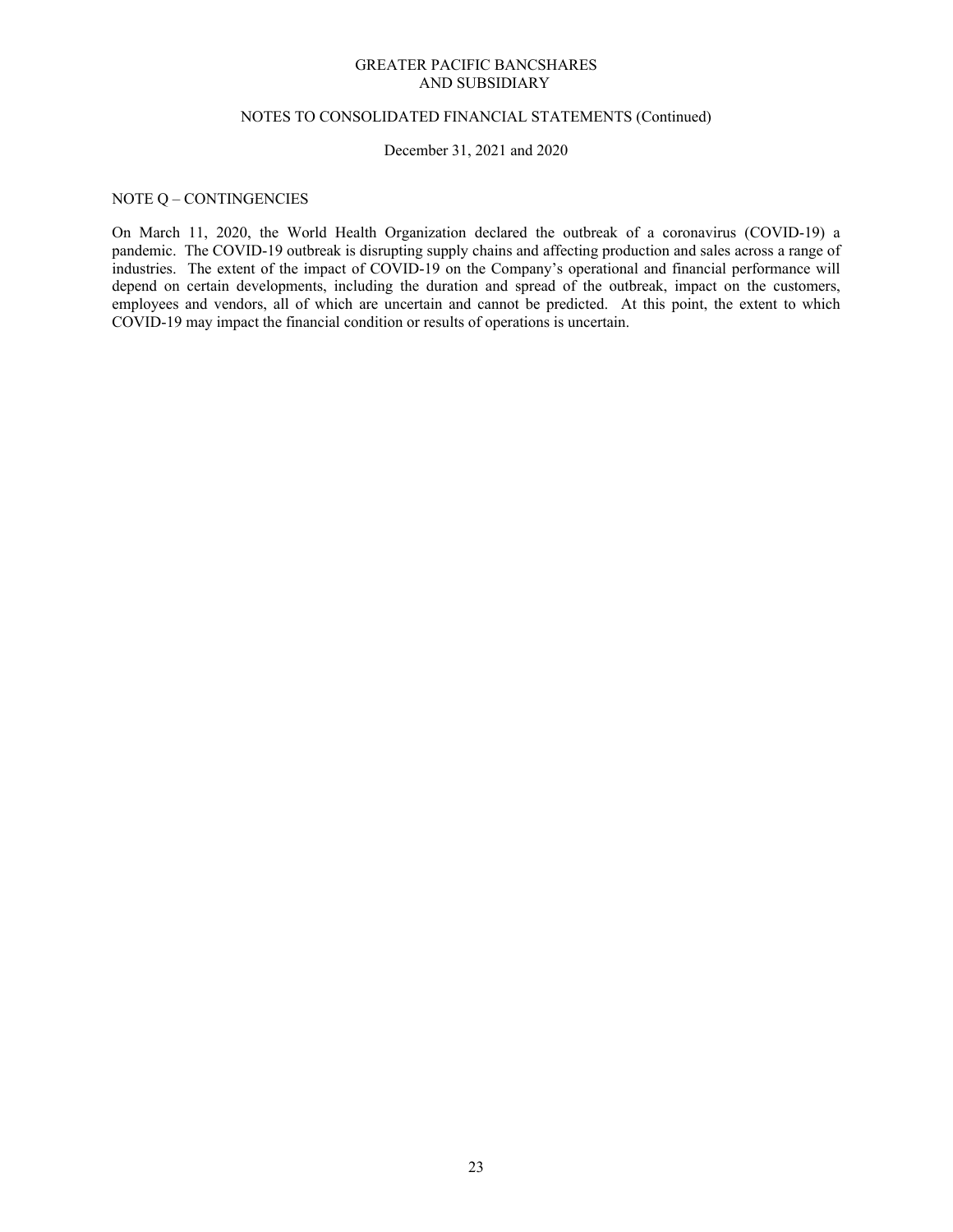## NOTE Q – CONTINGENCIES

On March 11, 2020, the World Health Organization declared the outbreak of a coronavirus (COVID-19) a pandemic. The COVID-19 outbreak is disrupting supply chains and affecting production and sales across a range of industries. The extent of the impact of COVID-19 on the Company's operational and financial performance will depend on certain developments, including the duration and spread of the outbreak, impact on the customers, employees and vendors, all of which are uncertain and cannot be predicted. At this point, the extent to which COVID-19 may impact the financial condition or results of operations is uncertain.